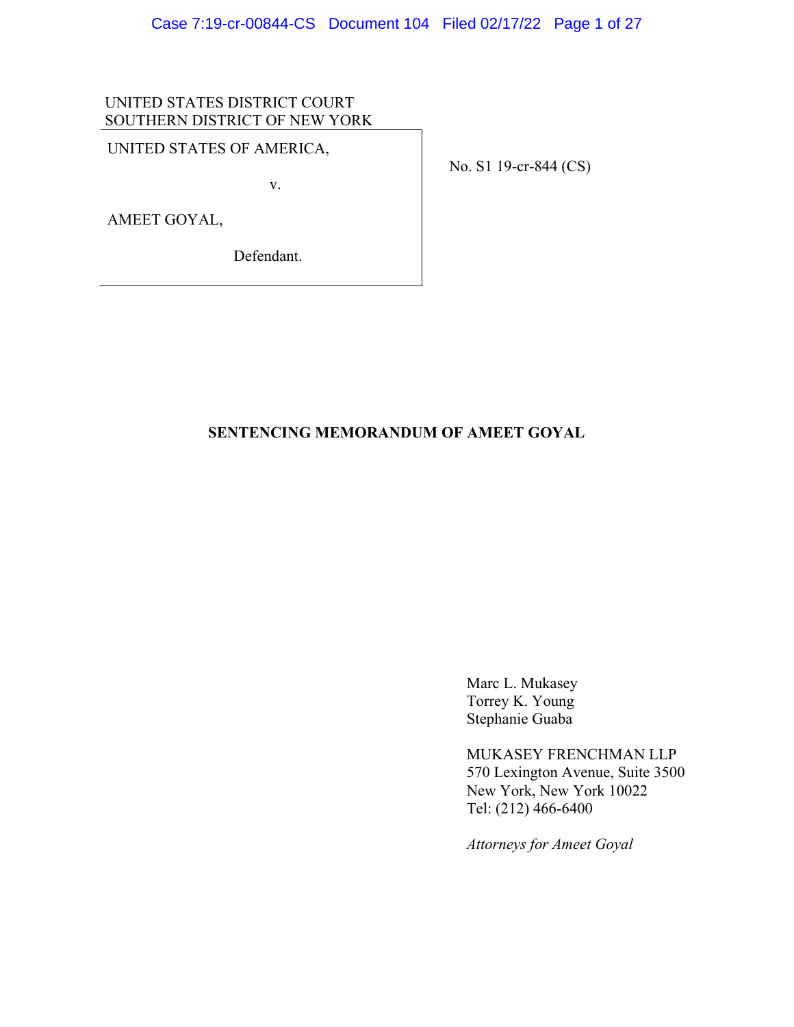UNITED STATES DISTRICT COURT
SOUTHERN DISTRICT OF NEW YORK

UNITED STATES OF AMERICA,

v.

AMEET GOYAL,

Defendant.

No. S1 19-cr-844 (CS)

**SENTENCING MEMORANDUM OF AMEET GOYAL**

Marc L. Mukasey
Torrey K. Young
Stephanie Guaba

MUKASEY FRENCHMAN LLP
570 Lexington Avenue, Suite 3500
New York, New York 10022
Tel: (212) 466-6400

*Attorneys for Ameet Goyal*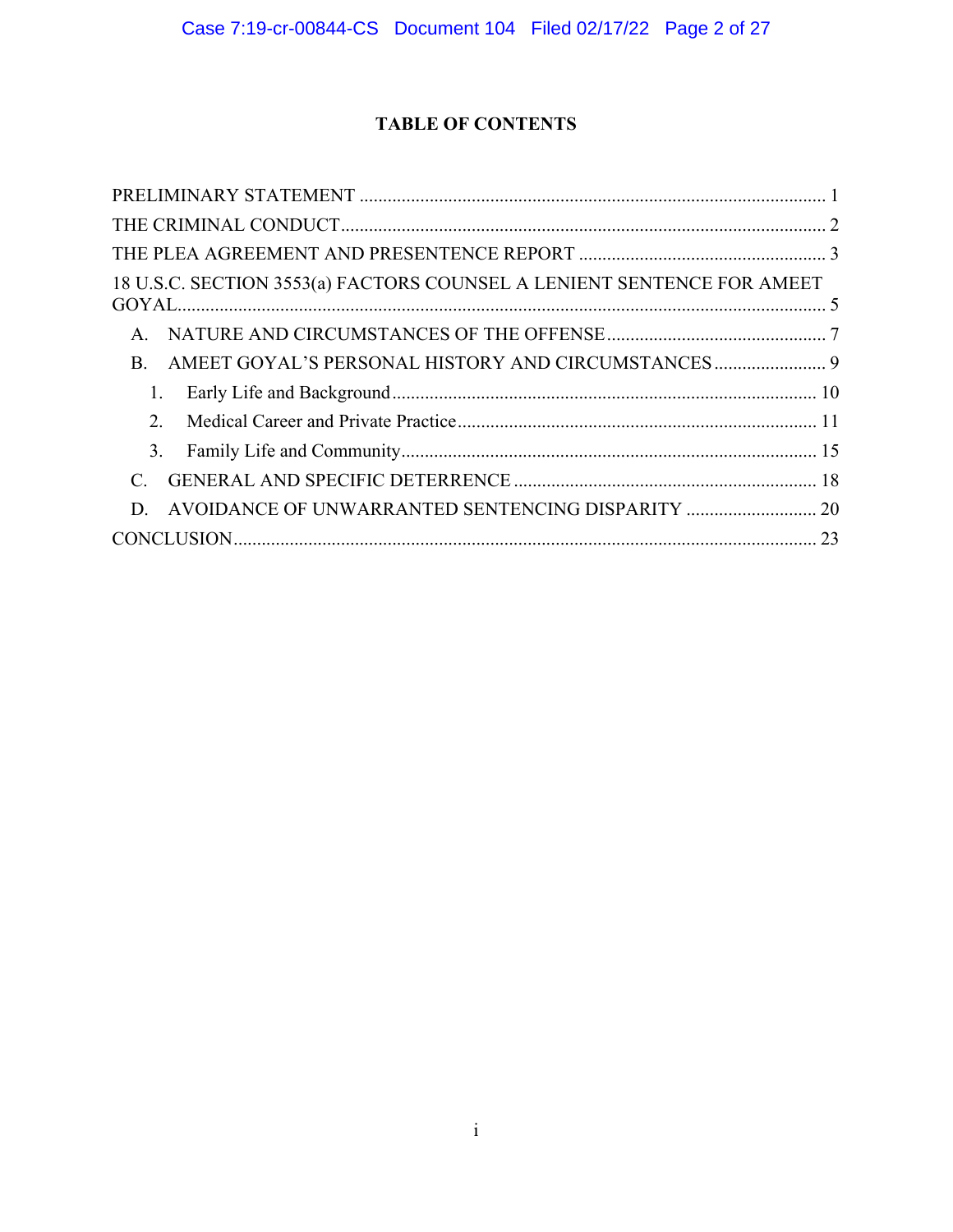# TABLE OF CONTENTS

PRELIMINARY STATEMENT .................................................................................................... 1

THE CRIMINAL CONDUCT......................................................................................................... 2

THE PLEA AGREEMENT AND PRESENTENCE REPORT ..................................................... 3

18 U.S.C. SECTION 3553(a) FACTORS COUNSEL A LENIENT SENTENCE FOR AMEET GOYAL........................................................................................................................................... 5

- A. NATURE AND CIRCUMSTANCES OF THE OFFENSE................................................ 7
- B. AMEET GOYAL'S PERSONAL HISTORY AND CIRCUMSTANCES......................... 9
  - 1. Early Life and Background........................................................................................... 10
  - 2. Medical Career and Private Practice............................................................................. 11
  - 3. Family Life and Community......................................................................................... 15
- C. GENERAL AND SPECIFIC DETERRENCE ................................................................. 18
- D. AVOIDANCE OF UNWARRANTED SENTENCING DISPARITY ............................ 20

CONCLUSION............................................................................................................................. 23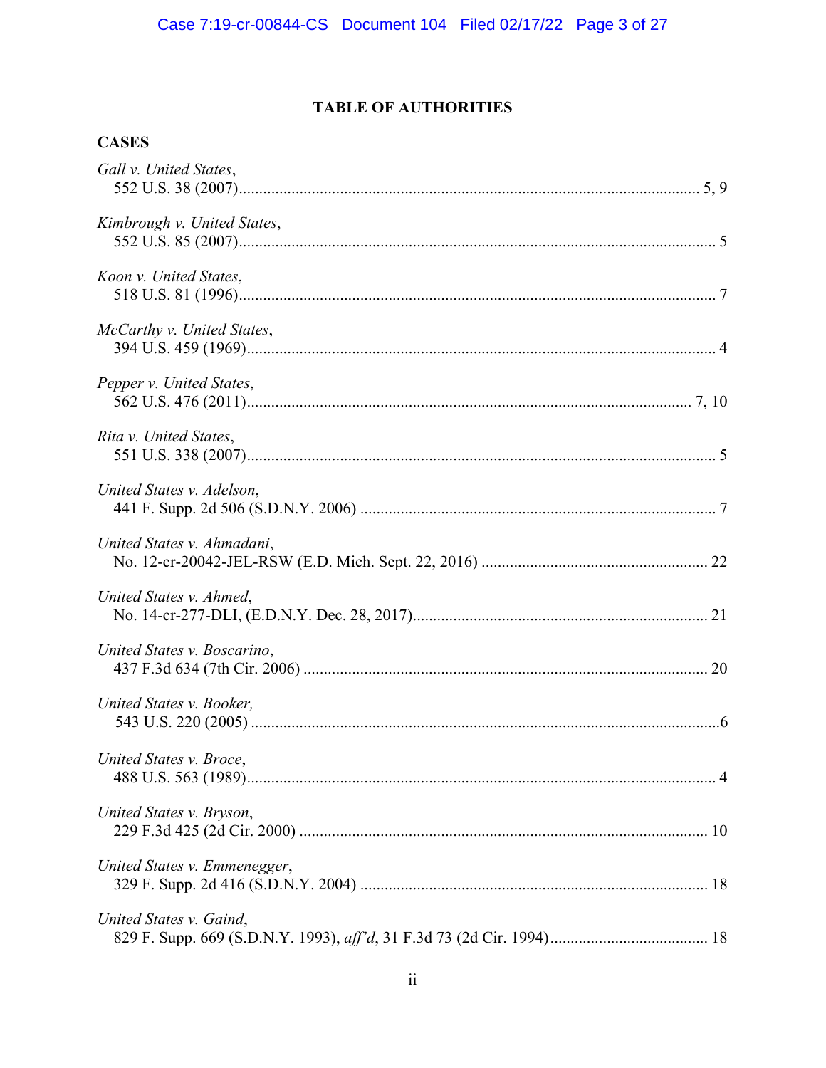# TABLE OF AUTHORITIES

## CASES

*Gall v. United States*,
552 U.S. 38 (2007)........................................................................................................ 5, 9

*Kimbrough v. United States*,
552 U.S. 85 (2007)............................................................................................................ 5

*Koon v. United States*,
518 U.S. 81 (1996)............................................................................................................ 7

*McCarthy v. United States*,
394 U.S. 459 (1969).......................................................................................................... 4

*Pepper v. United States*,
562 U.S. 476 (2011).................................................................................................... 7, 10

*Rita v. United States*,
551 U.S. 338 (2007).......................................................................................................... 5

*United States v. Adelson*,
441 F. Supp. 2d 506 (S.D.N.Y. 2006) .............................................................................. 7

*United States v. Ahmadani*,
No. 12-cr-20042-JEL-RSW (E.D. Mich. Sept. 22, 2016) .............................................. 22

*United States v. Ahmed*,
No. 14-cr-277-DLI, (E.D.N.Y. Dec. 28, 2017)............................................................... 21

*United States v. Boscarino*,
437 F.3d 634 (7th Cir. 2006) .......................................................................................... 20

*United States v. Booker,*
543 U.S. 220 (2005) ...........................................................................................................6

*United States v. Broce*,
488 U.S. 563 (1989).......................................................................................................... 4

*United States v. Bryson*,
229 F.3d 425 (2d Cir. 2000) ........................................................................................... 10

*United States v. Emmenegger*,
329 F. Supp. 2d 416 (S.D.N.Y. 2004) ............................................................................ 18

*United States v. Gaind*,
829 F. Supp. 669 (S.D.N.Y. 1993), *aff'd*, 31 F.3d 73 (2d Cir. 1994)............................... 18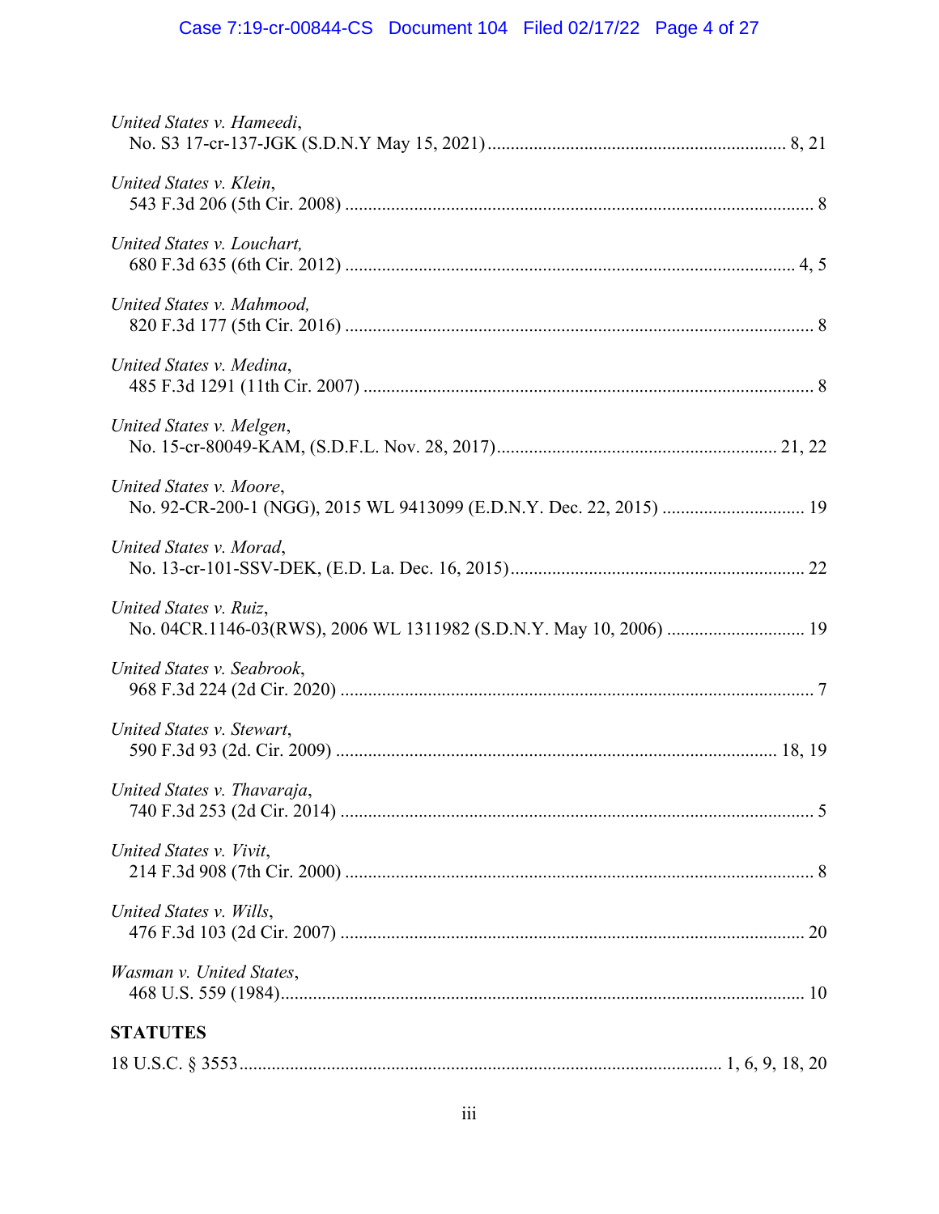*United States v. Hameedi*,
No. S3 17-cr-137-JGK (S.D.N.Y May 15, 2021) ..... 8, 21

*United States v. Klein*,
543 F.3d 206 (5th Cir. 2008) ..... 8

*United States v. Louchart,*
680 F.3d 635 (6th Cir. 2012) ..... 4, 5

*United States v. Mahmood,*
820 F.3d 177 (5th Cir. 2016) ..... 8

*United States v. Medina*,
485 F.3d 1291 (11th Cir. 2007) ..... 8

*United States v. Melgen*,
No. 15-cr-80049-KAM, (S.D.F.L. Nov. 28, 2017) ..... 21, 22

*United States v. Moore*,
No. 92-CR-200-1 (NGG), 2015 WL 9413099 (E.D.N.Y. Dec. 22, 2015) ..... 19

*United States v. Morad*,
No. 13-cr-101-SSV-DEK, (E.D. La. Dec. 16, 2015) ..... 22

*United States v. Ruiz*,
No. 04CR.1146-03(RWS), 2006 WL 1311982 (S.D.N.Y. May 10, 2006) ..... 19

*United States v. Seabrook*,
968 F.3d 224 (2d Cir. 2020) ..... 7

*United States v. Stewart*,
590 F.3d 93 (2d. Cir. 2009) ..... 18, 19

*United States v. Thavaraja*,
740 F.3d 253 (2d Cir. 2014) ..... 5

*United States v. Vivit*,
214 F.3d 908 (7th Cir. 2000) ..... 8

*United States v. Wills*,
476 F.3d 103 (2d Cir. 2007) ..... 20

*Wasman v. United States*,
468 U.S. 559 (1984) ..... 10

## STATUTES

18 U.S.C. § 3553 ..... 1, 6, 9, 18, 20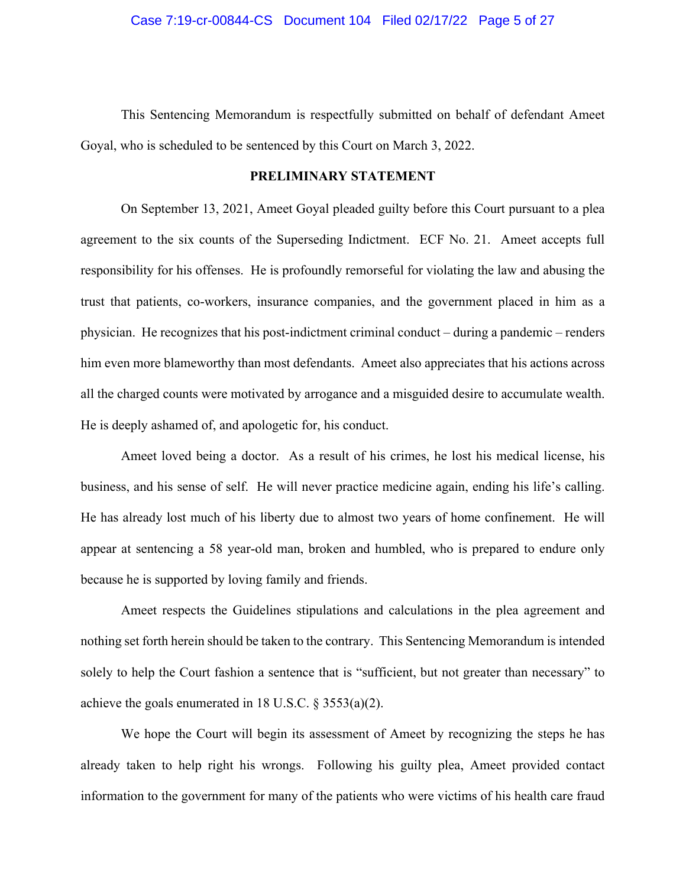This Sentencing Memorandum is respectfully submitted on behalf of defendant Ameet Goyal, who is scheduled to be sentenced by this Court on March 3, 2022.

## PRELIMINARY STATEMENT

On September 13, 2021, Ameet Goyal pleaded guilty before this Court pursuant to a plea agreement to the six counts of the Superseding Indictment. ECF No. 21. Ameet accepts full responsibility for his offenses. He is profoundly remorseful for violating the law and abusing the trust that patients, co-workers, insurance companies, and the government placed in him as a physician. He recognizes that his post-indictment criminal conduct – during a pandemic – renders him even more blameworthy than most defendants. Ameet also appreciates that his actions across all the charged counts were motivated by arrogance and a misguided desire to accumulate wealth. He is deeply ashamed of, and apologetic for, his conduct.

Ameet loved being a doctor. As a result of his crimes, he lost his medical license, his business, and his sense of self. He will never practice medicine again, ending his life's calling. He has already lost much of his liberty due to almost two years of home confinement. He will appear at sentencing a 58 year-old man, broken and humbled, who is prepared to endure only because he is supported by loving family and friends.

Ameet respects the Guidelines stipulations and calculations in the plea agreement and nothing set forth herein should be taken to the contrary. This Sentencing Memorandum is intended solely to help the Court fashion a sentence that is "sufficient, but not greater than necessary" to achieve the goals enumerated in 18 U.S.C. § 3553(a)(2).

We hope the Court will begin its assessment of Ameet by recognizing the steps he has already taken to help right his wrongs. Following his guilty plea, Ameet provided contact information to the government for many of the patients who were victims of his health care fraud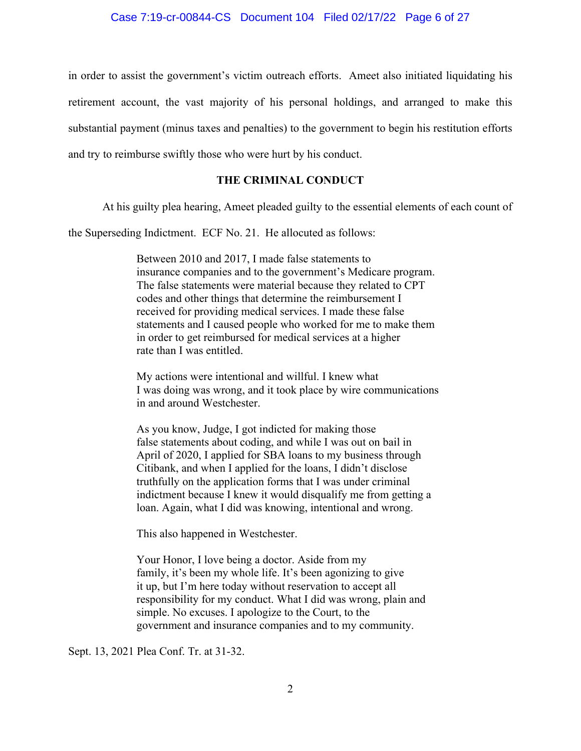in order to assist the government's victim outreach efforts. Ameet also initiated liquidating his retirement account, the vast majority of his personal holdings, and arranged to make this substantial payment (minus taxes and penalties) to the government to begin his restitution efforts and try to reimburse swiftly those who were hurt by his conduct.

**THE CRIMINAL CONDUCT**

At his guilty plea hearing, Ameet pleaded guilty to the essential elements of each count of the Superseding Indictment. ECF No. 21. He allocuted as follows:

> Between 2010 and 2017, I made false statements to insurance companies and to the government's Medicare program. The false statements were material because they related to CPT codes and other things that determine the reimbursement I received for providing medical services. I made these false statements and I caused people who worked for me to make them in order to get reimbursed for medical services at a higher rate than I was entitled.
>
> My actions were intentional and willful. I knew what I was doing was wrong, and it took place by wire communications in and around Westchester.
>
> As you know, Judge, I got indicted for making those false statements about coding, and while I was out on bail in April of 2020, I applied for SBA loans to my business through Citibank, and when I applied for the loans, I didn't disclose truthfully on the application forms that I was under criminal indictment because I knew it would disqualify me from getting a loan. Again, what I did was knowing, intentional and wrong.
>
> This also happened in Westchester.
>
> Your Honor, I love being a doctor. Aside from my family, it's been my whole life. It's been agonizing to give it up, but I'm here today without reservation to accept all responsibility for my conduct. What I did was wrong, plain and simple. No excuses. I apologize to the Court, to the government and insurance companies and to my community.

Sept. 13, 2021 Plea Conf. Tr. at 31-32.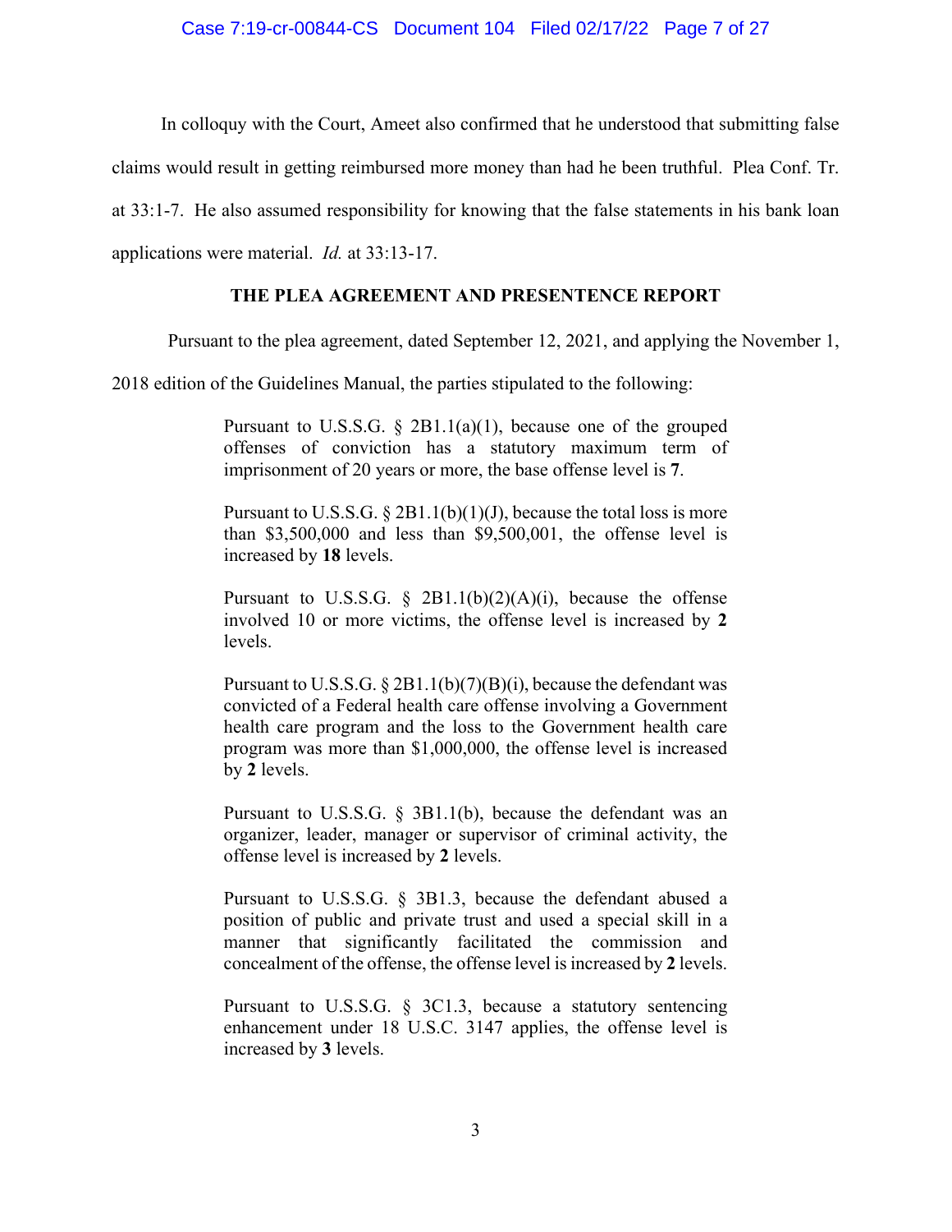In colloquy with the Court, Ameet also confirmed that he understood that submitting false claims would result in getting reimbursed more money than had he been truthful. Plea Conf. Tr. at 33:1-7. He also assumed responsibility for knowing that the false statements in his bank loan applications were material. *Id.* at 33:13-17.

## THE PLEA AGREEMENT AND PRESENTENCE REPORT

Pursuant to the plea agreement, dated September 12, 2021, and applying the November 1, 2018 edition of the Guidelines Manual, the parties stipulated to the following:

> Pursuant to U.S.S.G. § 2B1.1(a)(1), because one of the grouped offenses of conviction has a statutory maximum term of imprisonment of 20 years or more, the base offense level is **7**.
>
> Pursuant to U.S.S.G. § 2B1.1(b)(1)(J), because the total loss is more than $3,500,000 and less than $9,500,001, the offense level is increased by **18** levels.
>
> Pursuant to U.S.S.G. § 2B1.1(b)(2)(A)(i), because the offense involved 10 or more victims, the offense level is increased by **2** levels.
>
> Pursuant to U.S.S.G. § 2B1.1(b)(7)(B)(i), because the defendant was convicted of a Federal health care offense involving a Government health care program and the loss to the Government health care program was more than $1,000,000, the offense level is increased by **2** levels.
>
> Pursuant to U.S.S.G. § 3B1.1(b), because the defendant was an organizer, leader, manager or supervisor of criminal activity, the offense level is increased by **2** levels.
>
> Pursuant to U.S.S.G. § 3B1.3, because the defendant abused a position of public and private trust and used a special skill in a manner that significantly facilitated the commission and concealment of the offense, the offense level is increased by **2** levels.
>
> Pursuant to U.S.S.G. § 3C1.3, because a statutory sentencing enhancement under 18 U.S.C. 3147 applies, the offense level is increased by **3** levels.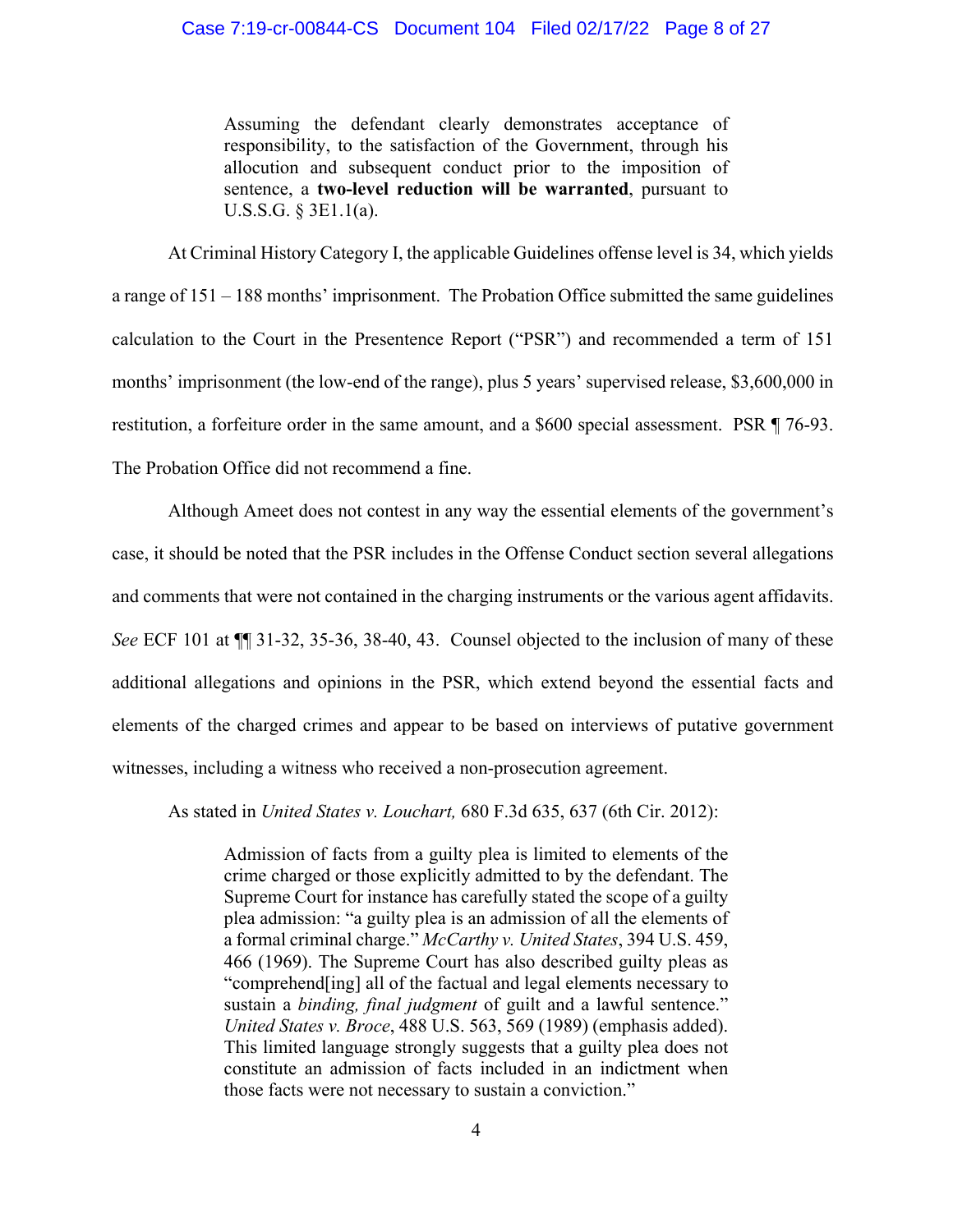> Assuming the defendant clearly demonstrates acceptance of responsibility, to the satisfaction of the Government, through his allocution and subsequent conduct prior to the imposition of sentence, a **two-level reduction will be warranted**, pursuant to U.S.S.G. § 3E1.1(a).

At Criminal History Category I, the applicable Guidelines offense level is 34, which yields a range of 151 – 188 months' imprisonment. The Probation Office submitted the same guidelines calculation to the Court in the Presentence Report ("PSR") and recommended a term of 151 months' imprisonment (the low-end of the range), plus 5 years' supervised release, $3,600,000 in restitution, a forfeiture order in the same amount, and a $600 special assessment. PSR ¶ 76-93. The Probation Office did not recommend a fine.

Although Ameet does not contest in any way the essential elements of the government's case, it should be noted that the PSR includes in the Offense Conduct section several allegations and comments that were not contained in the charging instruments or the various agent affidavits. *See* ECF 101 at ¶¶ 31-32, 35-36, 38-40, 43. Counsel objected to the inclusion of many of these additional allegations and opinions in the PSR, which extend beyond the essential facts and elements of the charged crimes and appear to be based on interviews of putative government witnesses, including a witness who received a non-prosecution agreement.

As stated in *United States v. Louchart,* 680 F.3d 635, 637 (6th Cir. 2012):

> Admission of facts from a guilty plea is limited to elements of the crime charged or those explicitly admitted to by the defendant. The Supreme Court for instance has carefully stated the scope of a guilty plea admission: "a guilty plea is an admission of all the elements of a formal criminal charge." *McCarthy v. United States*, 394 U.S. 459, 466 (1969). The Supreme Court has also described guilty pleas as "comprehend[ing] all of the factual and legal elements necessary to sustain a *binding, final judgment* of guilt and a lawful sentence." *United States v. Broce*, 488 U.S. 563, 569 (1989) (emphasis added). This limited language strongly suggests that a guilty plea does not constitute an admission of facts included in an indictment when those facts were not necessary to sustain a conviction."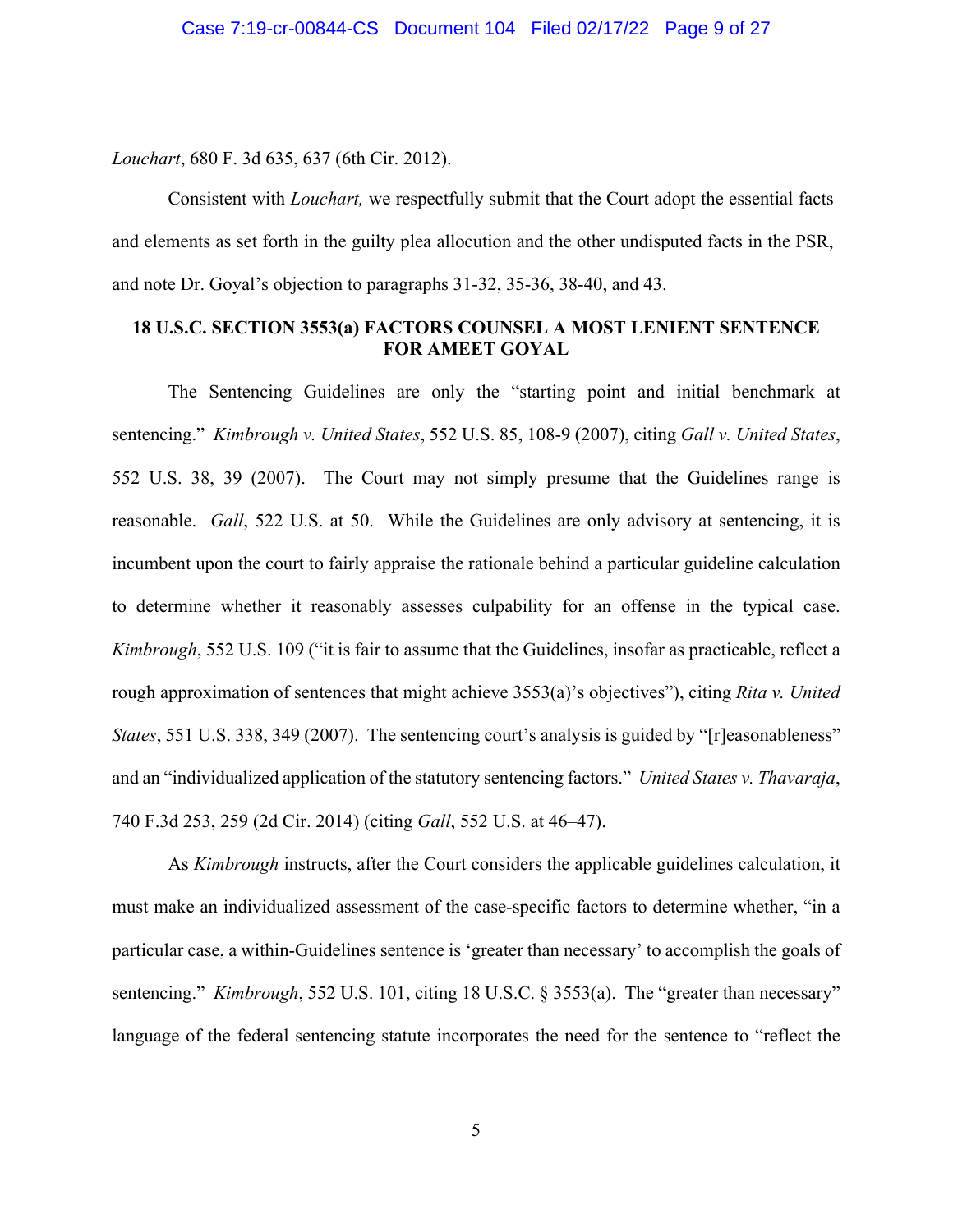*Louchart*, 680 F. 3d 635, 637 (6th Cir. 2012).

Consistent with *Louchart,* we respectfully submit that the Court adopt the essential facts and elements as set forth in the guilty plea allocution and the other undisputed facts in the PSR, and note Dr. Goyal's objection to paragraphs 31-32, 35-36, 38-40, and 43.

## 18 U.S.C. SECTION 3553(a) FACTORS COUNSEL A MOST LENIENT SENTENCE FOR AMEET GOYAL

The Sentencing Guidelines are only the "starting point and initial benchmark at sentencing." *Kimbrough v. United States*, 552 U.S. 85, 108-9 (2007), citing *Gall v. United States*, 552 U.S. 38, 39 (2007). The Court may not simply presume that the Guidelines range is reasonable. *Gall*, 522 U.S. at 50. While the Guidelines are only advisory at sentencing, it is incumbent upon the court to fairly appraise the rationale behind a particular guideline calculation to determine whether it reasonably assesses culpability for an offense in the typical case. *Kimbrough*, 552 U.S. 109 ("it is fair to assume that the Guidelines, insofar as practicable, reflect a rough approximation of sentences that might achieve 3553(a)'s objectives"), citing *Rita v. United States*, 551 U.S. 338, 349 (2007). The sentencing court's analysis is guided by "[r]easonableness" and an "individualized application of the statutory sentencing factors." *United States v. Thavaraja*, 740 F.3d 253, 259 (2d Cir. 2014) (citing *Gall*, 552 U.S. at 46–47).

As *Kimbrough* instructs, after the Court considers the applicable guidelines calculation, it must make an individualized assessment of the case-specific factors to determine whether, "in a particular case, a within-Guidelines sentence is 'greater than necessary' to accomplish the goals of sentencing." *Kimbrough*, 552 U.S. 101, citing 18 U.S.C. § 3553(a). The "greater than necessary" language of the federal sentencing statute incorporates the need for the sentence to "reflect the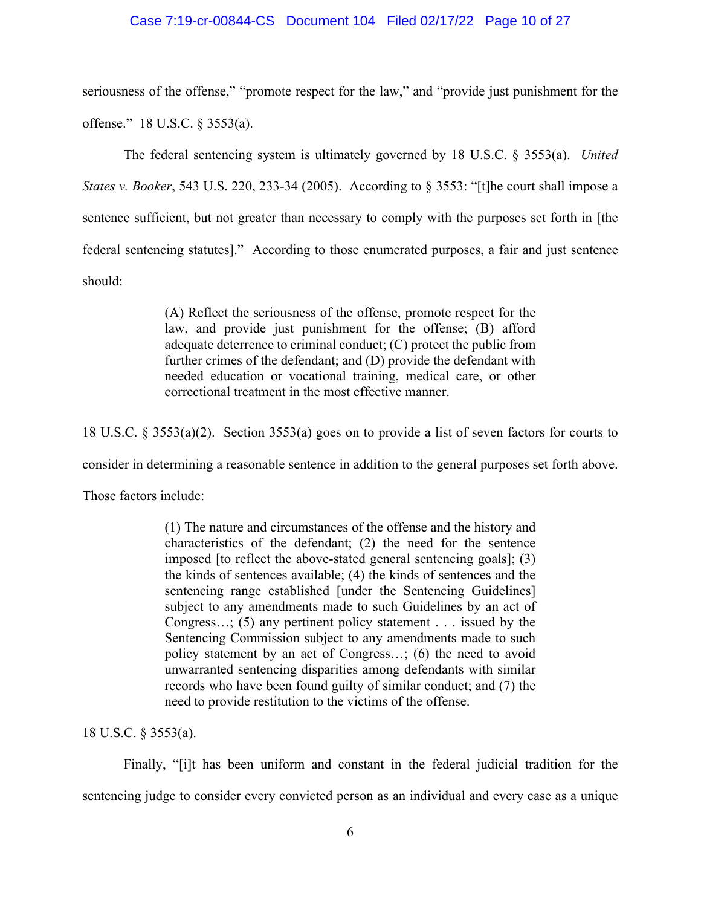seriousness of the offense," "promote respect for the law," and "provide just punishment for the offense." 18 U.S.C. § 3553(a).

The federal sentencing system is ultimately governed by 18 U.S.C. § 3553(a). *United States v. Booker*, 543 U.S. 220, 233-34 (2005). According to § 3553: "[t]he court shall impose a sentence sufficient, but not greater than necessary to comply with the purposes set forth in [the federal sentencing statutes]." According to those enumerated purposes, a fair and just sentence should:

> (A) Reflect the seriousness of the offense, promote respect for the law, and provide just punishment for the offense; (B) afford adequate deterrence to criminal conduct; (C) protect the public from further crimes of the defendant; and (D) provide the defendant with needed education or vocational training, medical care, or other correctional treatment in the most effective manner.

18 U.S.C. § 3553(a)(2). Section 3553(a) goes on to provide a list of seven factors for courts to consider in determining a reasonable sentence in addition to the general purposes set forth above. Those factors include:

> (1) The nature and circumstances of the offense and the history and characteristics of the defendant; (2) the need for the sentence imposed [to reflect the above-stated general sentencing goals]; (3) the kinds of sentences available; (4) the kinds of sentences and the sentencing range established [under the Sentencing Guidelines] subject to any amendments made to such Guidelines by an act of Congress…; (5) any pertinent policy statement . . . issued by the Sentencing Commission subject to any amendments made to such policy statement by an act of Congress…; (6) the need to avoid unwarranted sentencing disparities among defendants with similar records who have been found guilty of similar conduct; and (7) the need to provide restitution to the victims of the offense.

18 U.S.C. § 3553(a).

Finally, "[i]t has been uniform and constant in the federal judicial tradition for the sentencing judge to consider every convicted person as an individual and every case as a unique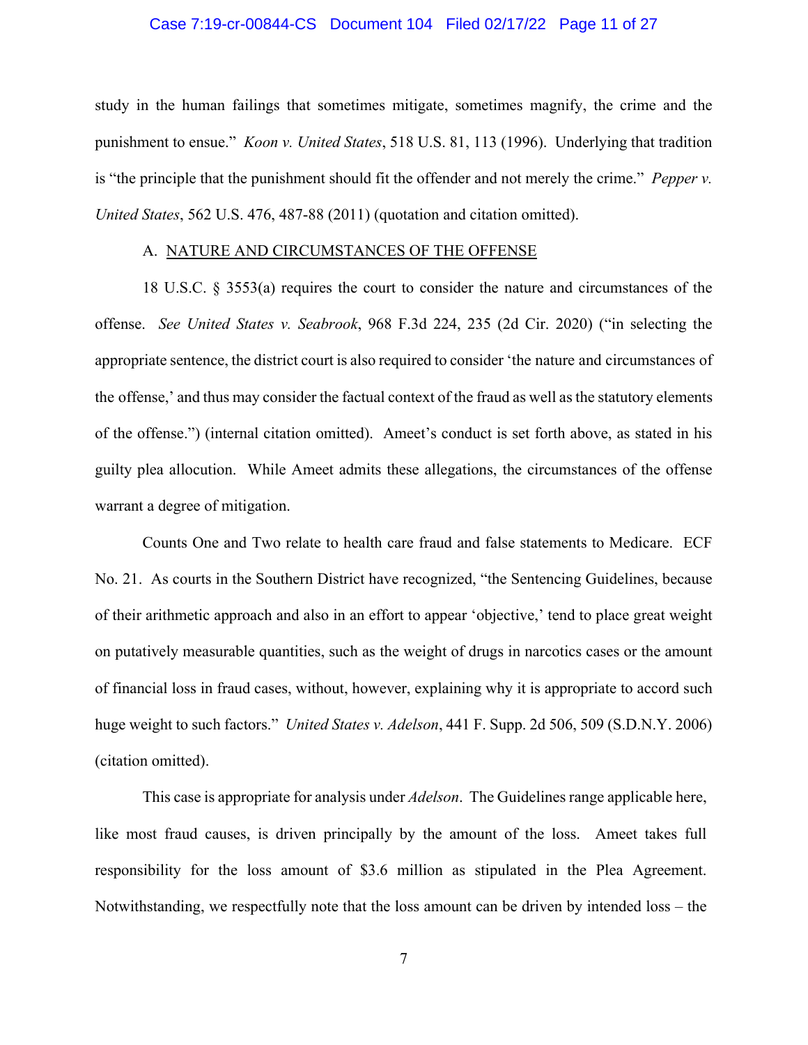study in the human failings that sometimes mitigate, sometimes magnify, the crime and the punishment to ensue." *Koon v. United States*, 518 U.S. 81, 113 (1996). Underlying that tradition is "the principle that the punishment should fit the offender and not merely the crime." *Pepper v. United States*, 562 U.S. 476, 487-88 (2011) (quotation and citation omitted).

### A. NATURE AND CIRCUMSTANCES OF THE OFFENSE

18 U.S.C. § 3553(a) requires the court to consider the nature and circumstances of the offense. *See United States v. Seabrook*, 968 F.3d 224, 235 (2d Cir. 2020) ("in selecting the appropriate sentence, the district court is also required to consider 'the nature and circumstances of the offense,' and thus may consider the factual context of the fraud as well as the statutory elements of the offense.") (internal citation omitted). Ameet's conduct is set forth above, as stated in his guilty plea allocution. While Ameet admits these allegations, the circumstances of the offense warrant a degree of mitigation.

Counts One and Two relate to health care fraud and false statements to Medicare. ECF No. 21. As courts in the Southern District have recognized, "the Sentencing Guidelines, because of their arithmetic approach and also in an effort to appear 'objective,' tend to place great weight on putatively measurable quantities, such as the weight of drugs in narcotics cases or the amount of financial loss in fraud cases, without, however, explaining why it is appropriate to accord such huge weight to such factors." *United States v. Adelson*, 441 F. Supp. 2d 506, 509 (S.D.N.Y. 2006) (citation omitted).

This case is appropriate for analysis under *Adelson*. The Guidelines range applicable here, like most fraud causes, is driven principally by the amount of the loss. Ameet takes full responsibility for the loss amount of $3.6 million as stipulated in the Plea Agreement. Notwithstanding, we respectfully note that the loss amount can be driven by intended loss – the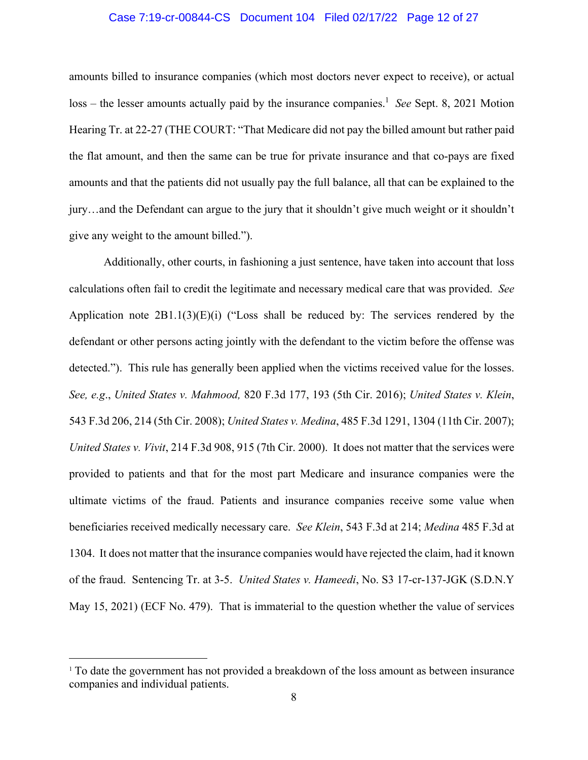amounts billed to insurance companies (which most doctors never expect to receive), or actual loss – the lesser amounts actually paid by the insurance companies.[1] *See* Sept. 8, 2021 Motion Hearing Tr. at 22-27 (THE COURT: "That Medicare did not pay the billed amount but rather paid the flat amount, and then the same can be true for private insurance and that co-pays are fixed amounts and that the patients did not usually pay the full balance, all that can be explained to the jury…and the Defendant can argue to the jury that it shouldn't give much weight or it shouldn't give any weight to the amount billed.").

Additionally, other courts, in fashioning a just sentence, have taken into account that loss calculations often fail to credit the legitimate and necessary medical care that was provided. *See* Application note 2B1.1(3)(E)(i) ("Loss shall be reduced by: The services rendered by the defendant or other persons acting jointly with the defendant to the victim before the offense was detected."). This rule has generally been applied when the victims received value for the losses. *See, e.g.*, *United States v. Mahmood,* 820 F.3d 177, 193 (5th Cir. 2016); *United States v. Klein*, 543 F.3d 206, 214 (5th Cir. 2008); *United States v. Medina*, 485 F.3d 1291, 1304 (11th Cir. 2007); *United States v. Vivit*, 214 F.3d 908, 915 (7th Cir. 2000). It does not matter that the services were provided to patients and that for the most part Medicare and insurance companies were the ultimate victims of the fraud. Patients and insurance companies receive some value when beneficiaries received medically necessary care. *See Klein*, 543 F.3d at 214; *Medina* 485 F.3d at 1304. It does not matter that the insurance companies would have rejected the claim, had it known of the fraud. Sentencing Tr. at 3-5. *United States v. Hameedi*, No. S3 17-cr-137-JGK (S.D.N.Y May 15, 2021) (ECF No. 479). That is immaterial to the question whether the value of services

[1] To date the government has not provided a breakdown of the loss amount as between insurance companies and individual patients.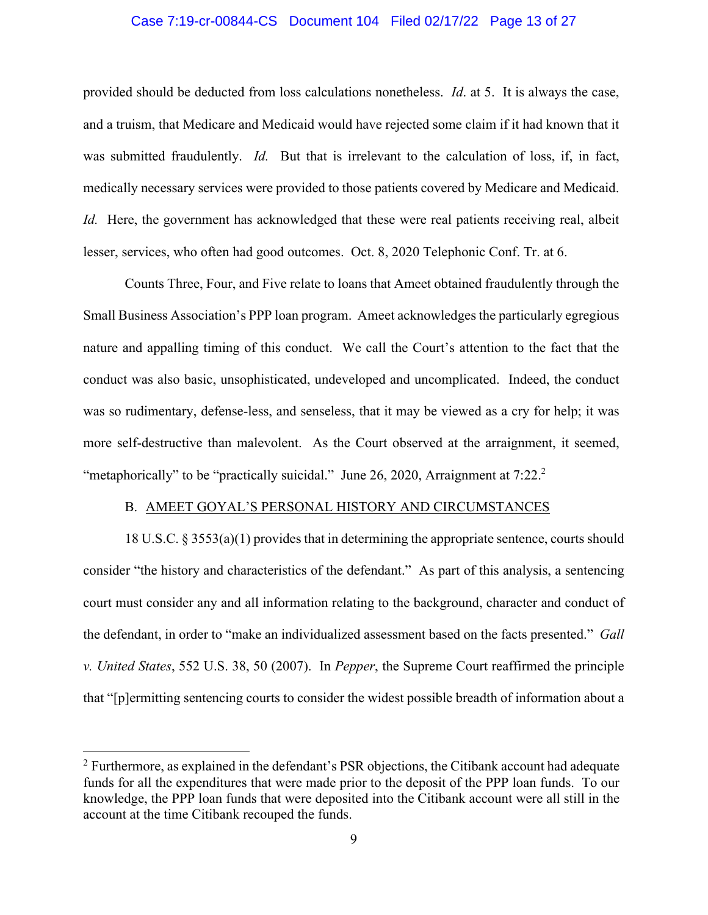provided should be deducted from loss calculations nonetheless. *Id*. at 5. It is always the case, and a truism, that Medicare and Medicaid would have rejected some claim if it had known that it was submitted fraudulently. *Id.* But that is irrelevant to the calculation of loss, if, in fact, medically necessary services were provided to those patients covered by Medicare and Medicaid. *Id.* Here, the government has acknowledged that these were real patients receiving real, albeit lesser, services, who often had good outcomes. Oct. 8, 2020 Telephonic Conf. Tr. at 6.

Counts Three, Four, and Five relate to loans that Ameet obtained fraudulently through the Small Business Association's PPP loan program. Ameet acknowledges the particularly egregious nature and appalling timing of this conduct. We call the Court's attention to the fact that the conduct was also basic, unsophisticated, undeveloped and uncomplicated. Indeed, the conduct was so rudimentary, defense-less, and senseless, that it may be viewed as a cry for help; it was more self-destructive than malevolent. As the Court observed at the arraignment, it seemed, "metaphorically" to be "practically suicidal." June 26, 2020, Arraignment at 7:22.[2]

B. AMEET GOYAL'S PERSONAL HISTORY AND CIRCUMSTANCES

18 U.S.C. § 3553(a)(1) provides that in determining the appropriate sentence, courts should consider "the history and characteristics of the defendant." As part of this analysis, a sentencing court must consider any and all information relating to the background, character and conduct of the defendant, in order to "make an individualized assessment based on the facts presented." *Gall v. United States*, 552 U.S. 38, 50 (2007). In *Pepper*, the Supreme Court reaffirmed the principle that "[p]ermitting sentencing courts to consider the widest possible breadth of information about a

---

[2] Furthermore, as explained in the defendant's PSR objections, the Citibank account had adequate funds for all the expenditures that were made prior to the deposit of the PPP loan funds. To our knowledge, the PPP loan funds that were deposited into the Citibank account were all still in the account at the time Citibank recouped the funds.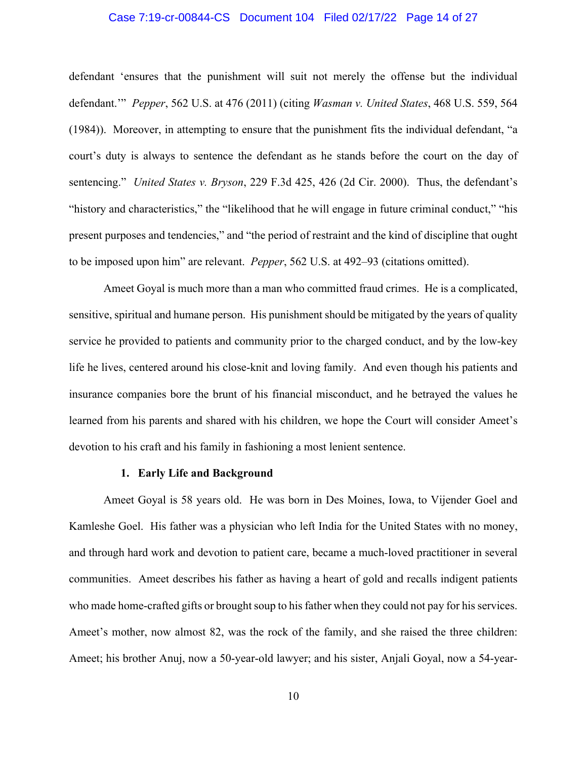defendant 'ensures that the punishment will suit not merely the offense but the individual defendant.'" *Pepper*, 562 U.S. at 476 (2011) (citing *Wasman v. United States*, 468 U.S. 559, 564 (1984)). Moreover, in attempting to ensure that the punishment fits the individual defendant, "a court's duty is always to sentence the defendant as he stands before the court on the day of sentencing." *United States v. Bryson*, 229 F.3d 425, 426 (2d Cir. 2000). Thus, the defendant's "history and characteristics," the "likelihood that he will engage in future criminal conduct," "his present purposes and tendencies," and "the period of restraint and the kind of discipline that ought to be imposed upon him" are relevant. *Pepper*, 562 U.S. at 492–93 (citations omitted).

Ameet Goyal is much more than a man who committed fraud crimes. He is a complicated, sensitive, spiritual and humane person. His punishment should be mitigated by the years of quality service he provided to patients and community prior to the charged conduct, and by the low-key life he lives, centered around his close-knit and loving family. And even though his patients and insurance companies bore the brunt of his financial misconduct, and he betrayed the values he learned from his parents and shared with his children, we hope the Court will consider Ameet's devotion to his craft and his family in fashioning a most lenient sentence.

**1. Early Life and Background**

Ameet Goyal is 58 years old. He was born in Des Moines, Iowa, to Vijender Goel and Kamleshe Goel. His father was a physician who left India for the United States with no money, and through hard work and devotion to patient care, became a much-loved practitioner in several communities. Ameet describes his father as having a heart of gold and recalls indigent patients who made home-crafted gifts or brought soup to his father when they could not pay for his services. Ameet's mother, now almost 82, was the rock of the family, and she raised the three children: Ameet; his brother Anuj, now a 50-year-old lawyer; and his sister, Anjali Goyal, now a 54-year-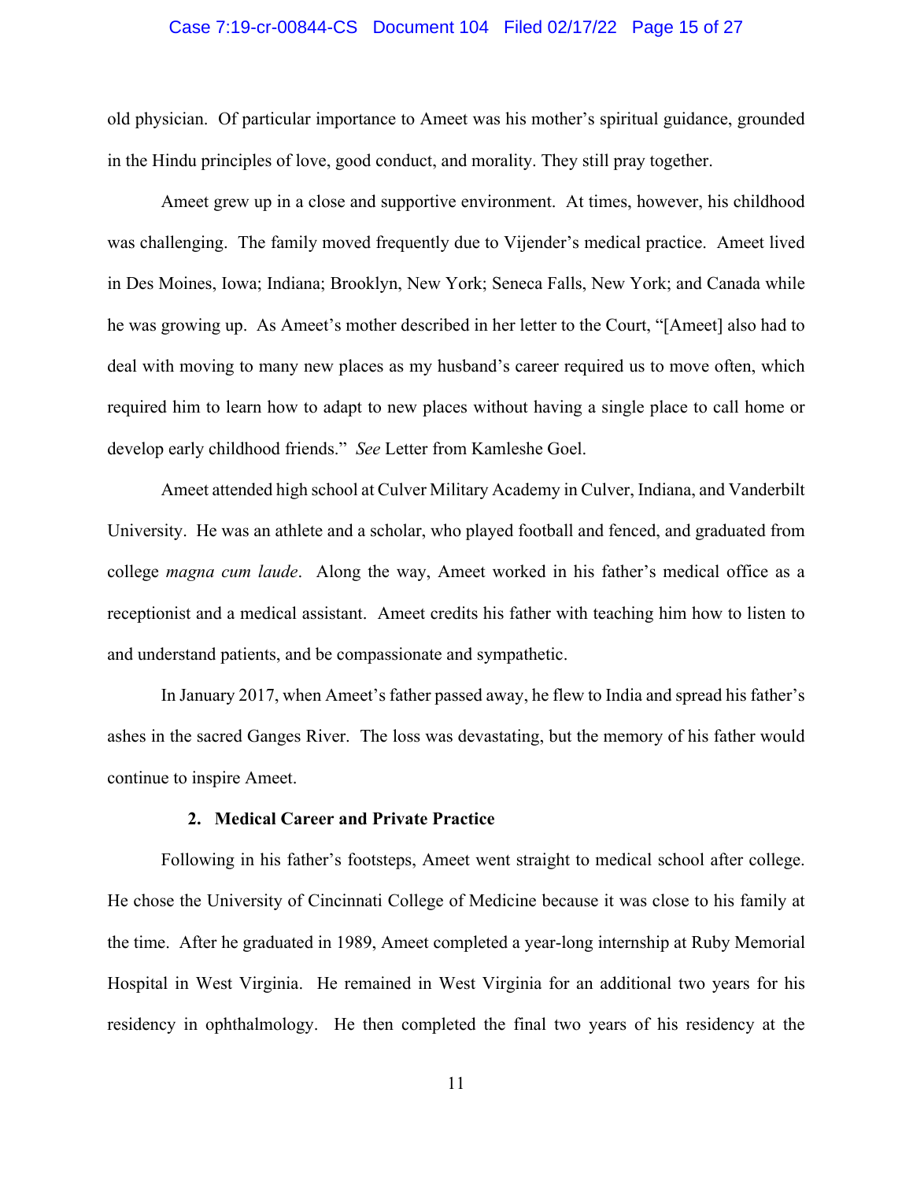old physician. Of particular importance to Ameet was his mother's spiritual guidance, grounded in the Hindu principles of love, good conduct, and morality. They still pray together.

Ameet grew up in a close and supportive environment. At times, however, his childhood was challenging. The family moved frequently due to Vijender's medical practice. Ameet lived in Des Moines, Iowa; Indiana; Brooklyn, New York; Seneca Falls, New York; and Canada while he was growing up. As Ameet's mother described in her letter to the Court, "[Ameet] also had to deal with moving to many new places as my husband's career required us to move often, which required him to learn how to adapt to new places without having a single place to call home or develop early childhood friends." *See* Letter from Kamleshe Goel.

Ameet attended high school at Culver Military Academy in Culver, Indiana, and Vanderbilt University. He was an athlete and a scholar, who played football and fenced, and graduated from college *magna cum laude*. Along the way, Ameet worked in his father's medical office as a receptionist and a medical assistant. Ameet credits his father with teaching him how to listen to and understand patients, and be compassionate and sympathetic.

In January 2017, when Ameet's father passed away, he flew to India and spread his father's ashes in the sacred Ganges River. The loss was devastating, but the memory of his father would continue to inspire Ameet.

#### 2. Medical Career and Private Practice

Following in his father's footsteps, Ameet went straight to medical school after college. He chose the University of Cincinnati College of Medicine because it was close to his family at the time. After he graduated in 1989, Ameet completed a year-long internship at Ruby Memorial Hospital in West Virginia. He remained in West Virginia for an additional two years for his residency in ophthalmology. He then completed the final two years of his residency at the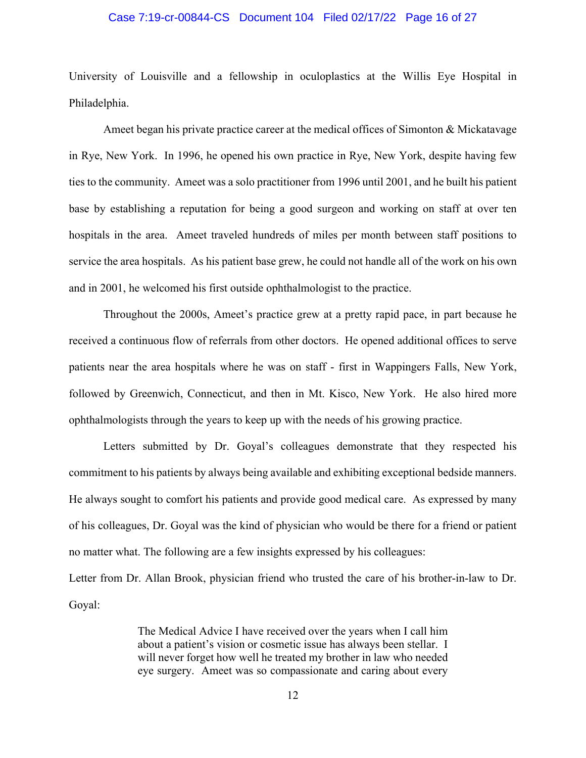University of Louisville and a fellowship in oculoplastics at the Willis Eye Hospital in Philadelphia.

Ameet began his private practice career at the medical offices of Simonton & Mickatavage in Rye, New York. In 1996, he opened his own practice in Rye, New York, despite having few ties to the community. Ameet was a solo practitioner from 1996 until 2001, and he built his patient base by establishing a reputation for being a good surgeon and working on staff at over ten hospitals in the area. Ameet traveled hundreds of miles per month between staff positions to service the area hospitals. As his patient base grew, he could not handle all of the work on his own and in 2001, he welcomed his first outside ophthalmologist to the practice.

Throughout the 2000s, Ameet's practice grew at a pretty rapid pace, in part because he received a continuous flow of referrals from other doctors. He opened additional offices to serve patients near the area hospitals where he was on staff - first in Wappingers Falls, New York, followed by Greenwich, Connecticut, and then in Mt. Kisco, New York. He also hired more ophthalmologists through the years to keep up with the needs of his growing practice.

Letters submitted by Dr. Goyal's colleagues demonstrate that they respected his commitment to his patients by always being available and exhibiting exceptional bedside manners. He always sought to comfort his patients and provide good medical care. As expressed by many of his colleagues, Dr. Goyal was the kind of physician who would be there for a friend or patient no matter what. The following are a few insights expressed by his colleagues:

Letter from Dr. Allan Brook, physician friend who trusted the care of his brother-in-law to Dr. Goyal:

> The Medical Advice I have received over the years when I call him about a patient's vision or cosmetic issue has always been stellar. I will never forget how well he treated my brother in law who needed eye surgery. Ameet was so compassionate and caring about every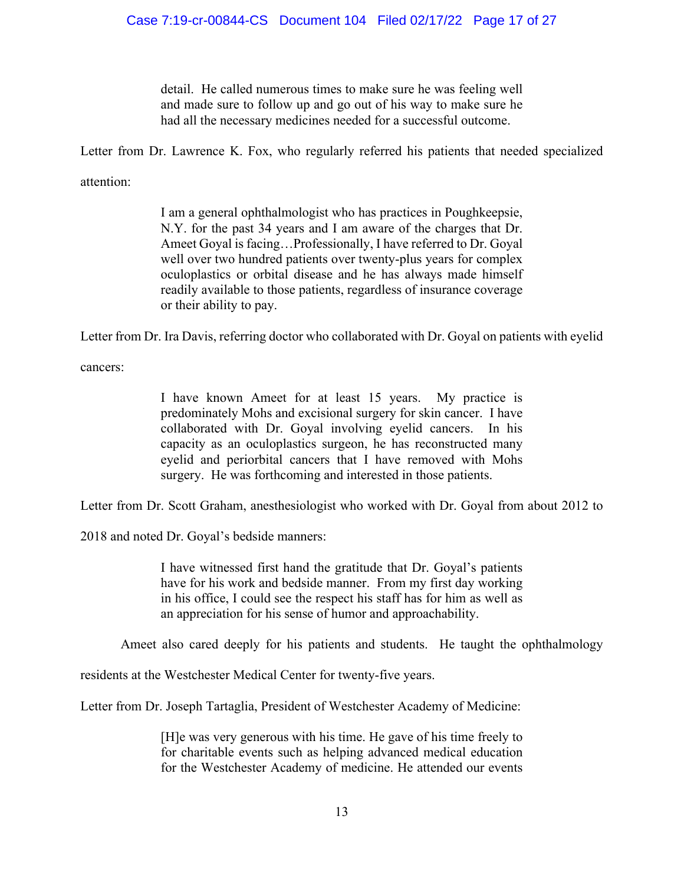> detail. He called numerous times to make sure he was feeling well and made sure to follow up and go out of his way to make sure he had all the necessary medicines needed for a successful outcome.

Letter from Dr. Lawrence K. Fox, who regularly referred his patients that needed specialized attention:

> I am a general ophthalmologist who has practices in Poughkeepsie, N.Y. for the past 34 years and I am aware of the charges that Dr. Ameet Goyal is facing…Professionally, I have referred to Dr. Goyal well over two hundred patients over twenty-plus years for complex oculoplastics or orbital disease and he has always made himself readily available to those patients, regardless of insurance coverage or their ability to pay.

Letter from Dr. Ira Davis, referring doctor who collaborated with Dr. Goyal on patients with eyelid cancers:

> I have known Ameet for at least 15 years. My practice is predominately Mohs and excisional surgery for skin cancer. I have collaborated with Dr. Goyal involving eyelid cancers. In his capacity as an oculoplastics surgeon, he has reconstructed many eyelid and periorbital cancers that I have removed with Mohs surgery. He was forthcoming and interested in those patients.

Letter from Dr. Scott Graham, anesthesiologist who worked with Dr. Goyal from about 2012 to 2018 and noted Dr. Goyal's bedside manners:

> I have witnessed first hand the gratitude that Dr. Goyal's patients have for his work and bedside manner. From my first day working in his office, I could see the respect his staff has for him as well as an appreciation for his sense of humor and approachability.

Ameet also cared deeply for his patients and students. He taught the ophthalmology residents at the Westchester Medical Center for twenty-five years.

Letter from Dr. Joseph Tartaglia, President of Westchester Academy of Medicine:

> [H]e was very generous with his time. He gave of his time freely to for charitable events such as helping advanced medical education for the Westchester Academy of medicine. He attended our events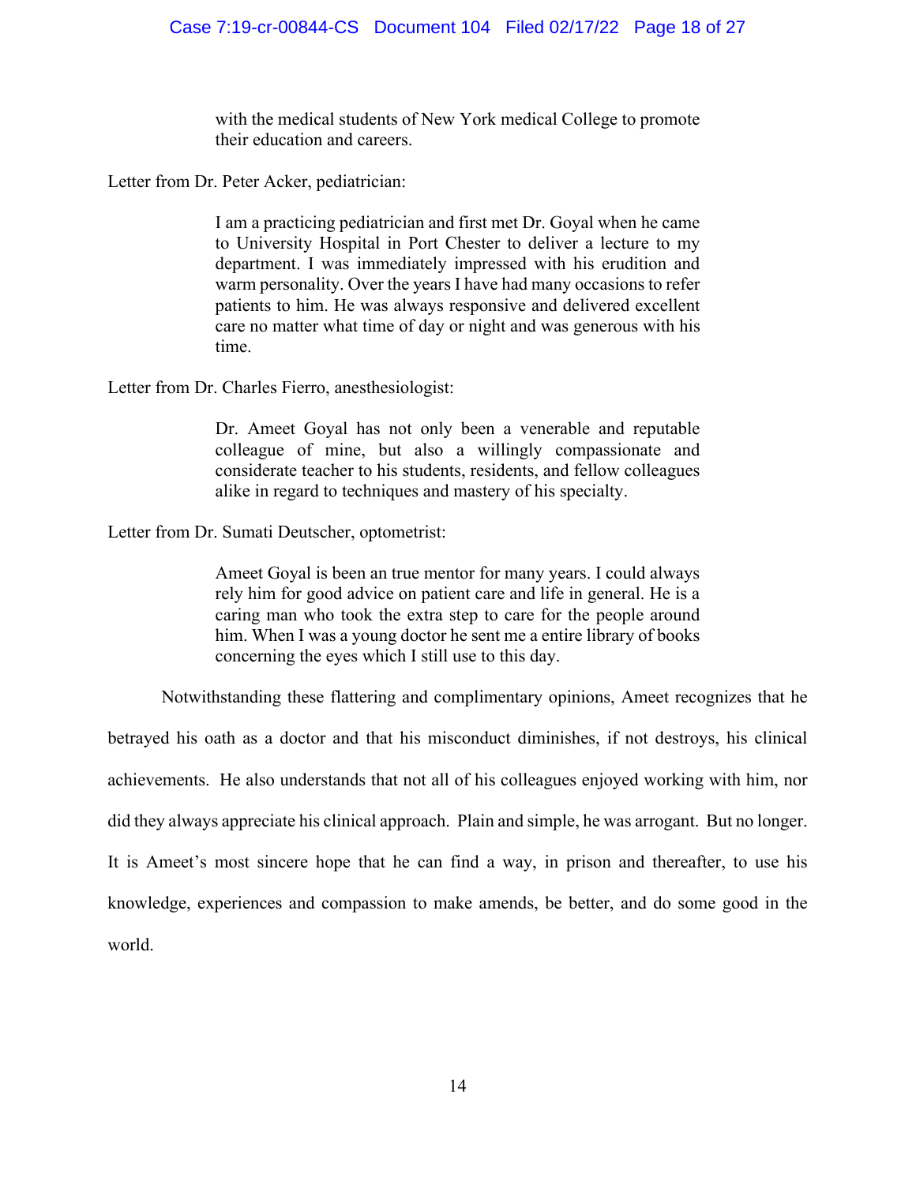> with the medical students of New York medical College to promote their education and careers.

Letter from Dr. Peter Acker, pediatrician:

> I am a practicing pediatrician and first met Dr. Goyal when he came to University Hospital in Port Chester to deliver a lecture to my department. I was immediately impressed with his erudition and warm personality. Over the years I have had many occasions to refer patients to him. He was always responsive and delivered excellent care no matter what time of day or night and was generous with his time.

Letter from Dr. Charles Fierro, anesthesiologist:

> Dr. Ameet Goyal has not only been a venerable and reputable colleague of mine, but also a willingly compassionate and considerate teacher to his students, residents, and fellow colleagues alike in regard to techniques and mastery of his specialty.

Letter from Dr. Sumati Deutscher, optometrist:

> Ameet Goyal is been an true mentor for many years. I could always rely him for good advice on patient care and life in general. He is a caring man who took the extra step to care for the people around him. When I was a young doctor he sent me a entire library of books concerning the eyes which I still use to this day.

Notwithstanding these flattering and complimentary opinions, Ameet recognizes that he betrayed his oath as a doctor and that his misconduct diminishes, if not destroys, his clinical achievements. He also understands that not all of his colleagues enjoyed working with him, nor did they always appreciate his clinical approach. Plain and simple, he was arrogant. But no longer. It is Ameet's most sincere hope that he can find a way, in prison and thereafter, to use his knowledge, experiences and compassion to make amends, be better, and do some good in the world.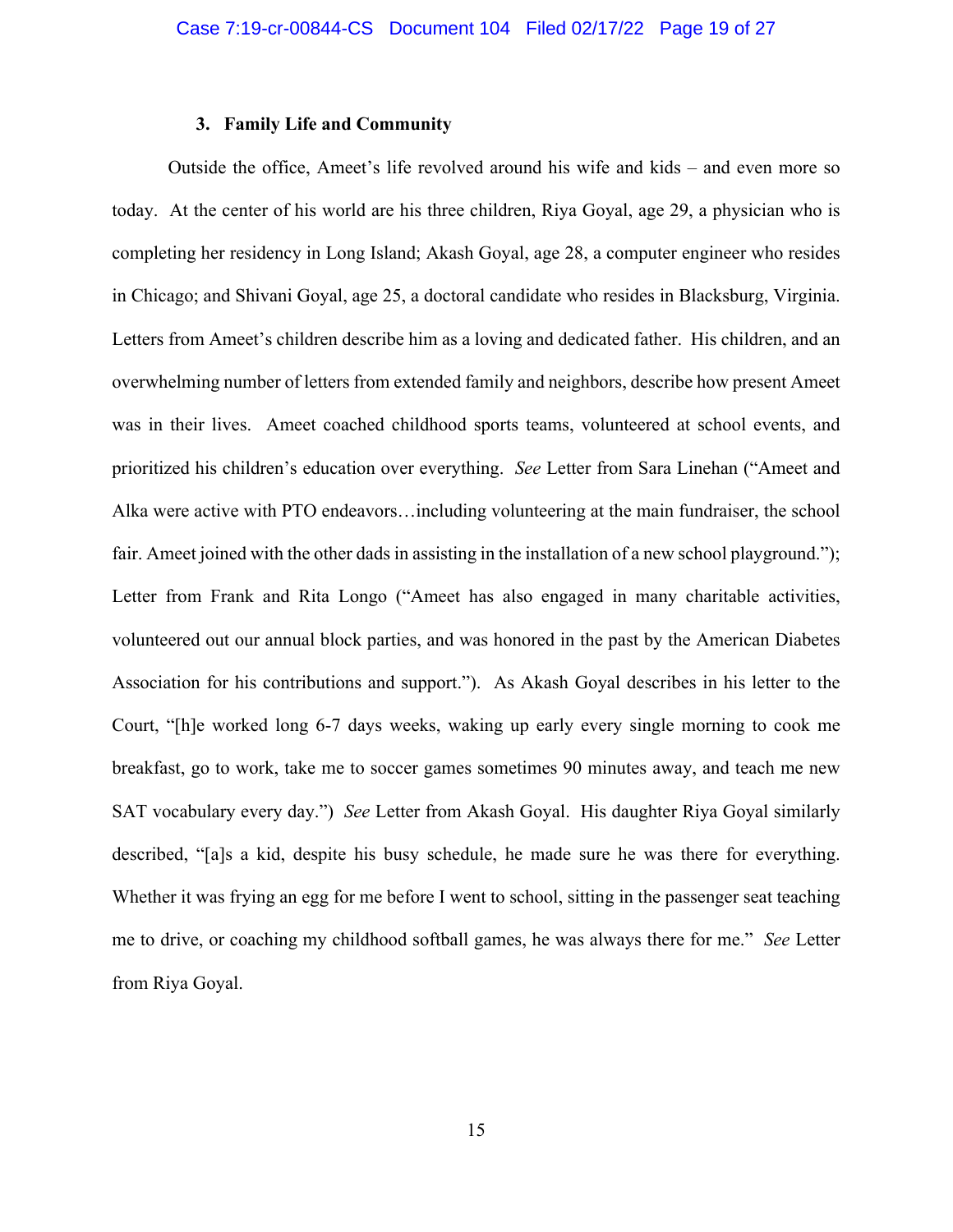### 3. Family Life and Community

Outside the office, Ameet's life revolved around his wife and kids – and even more so today. At the center of his world are his three children, Riya Goyal, age 29, a physician who is completing her residency in Long Island; Akash Goyal, age 28, a computer engineer who resides in Chicago; and Shivani Goyal, age 25, a doctoral candidate who resides in Blacksburg, Virginia. Letters from Ameet's children describe him as a loving and dedicated father. His children, and an overwhelming number of letters from extended family and neighbors, describe how present Ameet was in their lives. Ameet coached childhood sports teams, volunteered at school events, and prioritized his children's education over everything. *See* Letter from Sara Linehan ("Ameet and Alka were active with PTO endeavors…including volunteering at the main fundraiser, the school fair. Ameet joined with the other dads in assisting in the installation of a new school playground."); Letter from Frank and Rita Longo ("Ameet has also engaged in many charitable activities, volunteered out our annual block parties, and was honored in the past by the American Diabetes Association for his contributions and support."). As Akash Goyal describes in his letter to the Court, "[h]e worked long 6-7 days weeks, waking up early every single morning to cook me breakfast, go to work, take me to soccer games sometimes 90 minutes away, and teach me new SAT vocabulary every day.") *See* Letter from Akash Goyal. His daughter Riya Goyal similarly described, "[a]s a kid, despite his busy schedule, he made sure he was there for everything. Whether it was frying an egg for me before I went to school, sitting in the passenger seat teaching me to drive, or coaching my childhood softball games, he was always there for me." *See* Letter from Riya Goyal.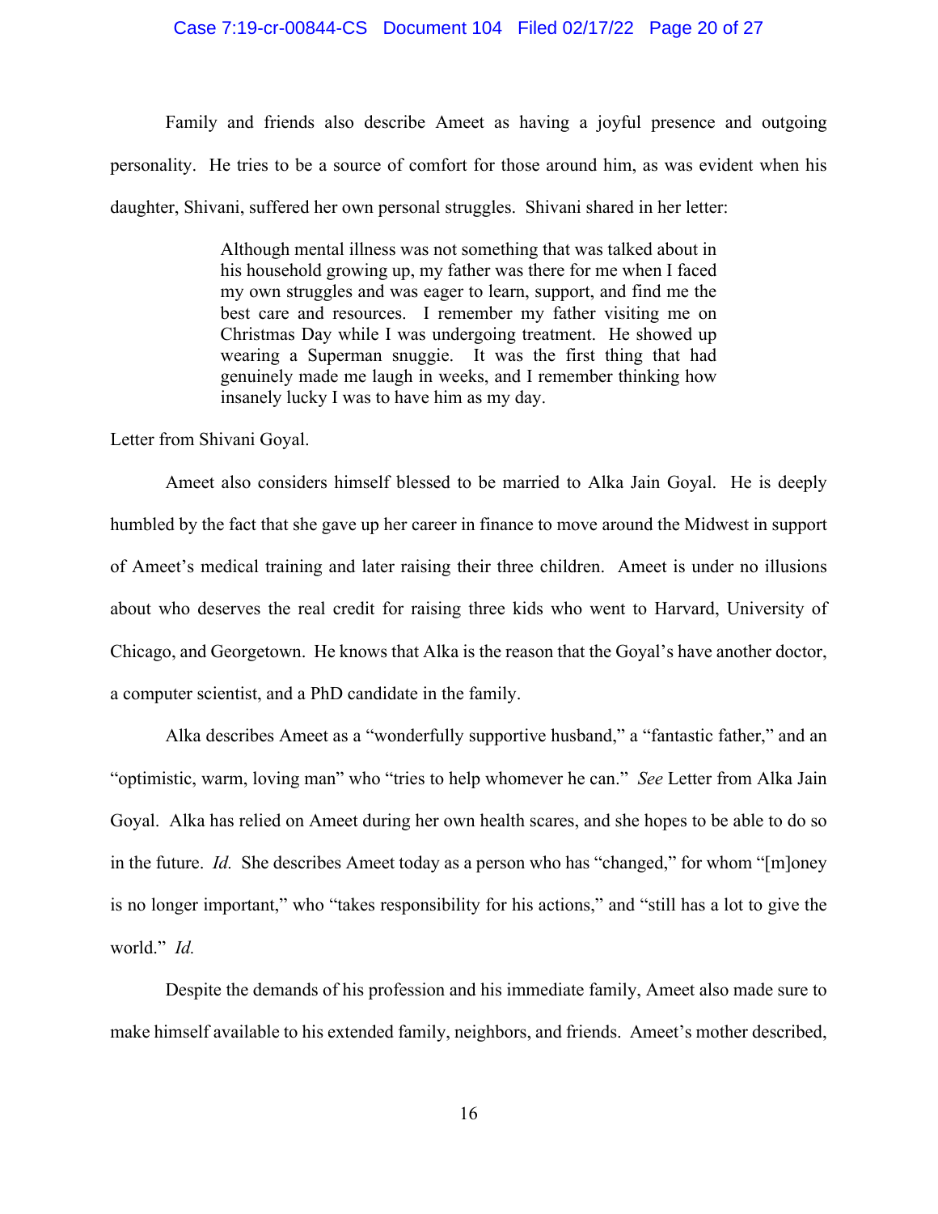Family and friends also describe Ameet as having a joyful presence and outgoing personality. He tries to be a source of comfort for those around him, as was evident when his daughter, Shivani, suffered her own personal struggles. Shivani shared in her letter:

> Although mental illness was not something that was talked about in his household growing up, my father was there for me when I faced my own struggles and was eager to learn, support, and find me the best care and resources. I remember my father visiting me on Christmas Day while I was undergoing treatment. He showed up wearing a Superman snuggie. It was the first thing that had genuinely made me laugh in weeks, and I remember thinking how insanely lucky I was to have him as my day.

Letter from Shivani Goyal.

Ameet also considers himself blessed to be married to Alka Jain Goyal. He is deeply humbled by the fact that she gave up her career in finance to move around the Midwest in support of Ameet's medical training and later raising their three children. Ameet is under no illusions about who deserves the real credit for raising three kids who went to Harvard, University of Chicago, and Georgetown. He knows that Alka is the reason that the Goyal's have another doctor, a computer scientist, and a PhD candidate in the family.

Alka describes Ameet as a "wonderfully supportive husband," a "fantastic father," and an "optimistic, warm, loving man" who "tries to help whomever he can." *See* Letter from Alka Jain Goyal. Alka has relied on Ameet during her own health scares, and she hopes to be able to do so in the future. *Id.* She describes Ameet today as a person who has "changed," for whom "[m]oney is no longer important," who "takes responsibility for his actions," and "still has a lot to give the world." *Id.*

Despite the demands of his profession and his immediate family, Ameet also made sure to make himself available to his extended family, neighbors, and friends. Ameet's mother described,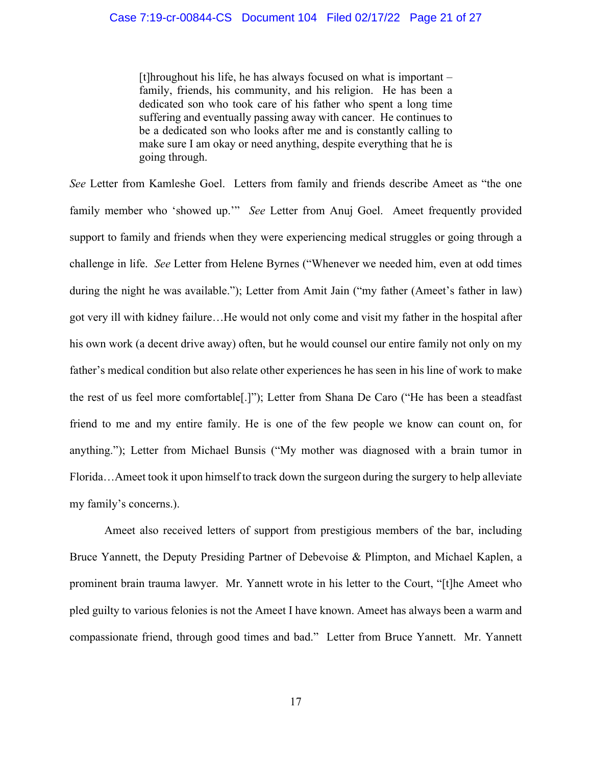> [t]hroughout his life, he has always focused on what is important – family, friends, his community, and his religion. He has been a dedicated son who took care of his father who spent a long time suffering and eventually passing away with cancer. He continues to be a dedicated son who looks after me and is constantly calling to make sure I am okay or need anything, despite everything that he is going through.

*See* Letter from Kamleshe Goel. Letters from family and friends describe Ameet as "the one family member who 'showed up.'" *See* Letter from Anuj Goel. Ameet frequently provided support to family and friends when they were experiencing medical struggles or going through a challenge in life. *See* Letter from Helene Byrnes ("Whenever we needed him, even at odd times during the night he was available."); Letter from Amit Jain ("my father (Ameet's father in law) got very ill with kidney failure…He would not only come and visit my father in the hospital after his own work (a decent drive away) often, but he would counsel our entire family not only on my father's medical condition but also relate other experiences he has seen in his line of work to make the rest of us feel more comfortable[.]"); Letter from Shana De Caro ("He has been a steadfast friend to me and my entire family. He is one of the few people we know can count on, for anything."); Letter from Michael Bunsis ("My mother was diagnosed with a brain tumor in Florida…Ameet took it upon himself to track down the surgeon during the surgery to help alleviate my family's concerns.).

Ameet also received letters of support from prestigious members of the bar, including Bruce Yannett, the Deputy Presiding Partner of Debevoise & Plimpton, and Michael Kaplen, a prominent brain trauma lawyer. Mr. Yannett wrote in his letter to the Court, "[t]he Ameet who pled guilty to various felonies is not the Ameet I have known. Ameet has always been a warm and compassionate friend, through good times and bad." Letter from Bruce Yannett. Mr. Yannett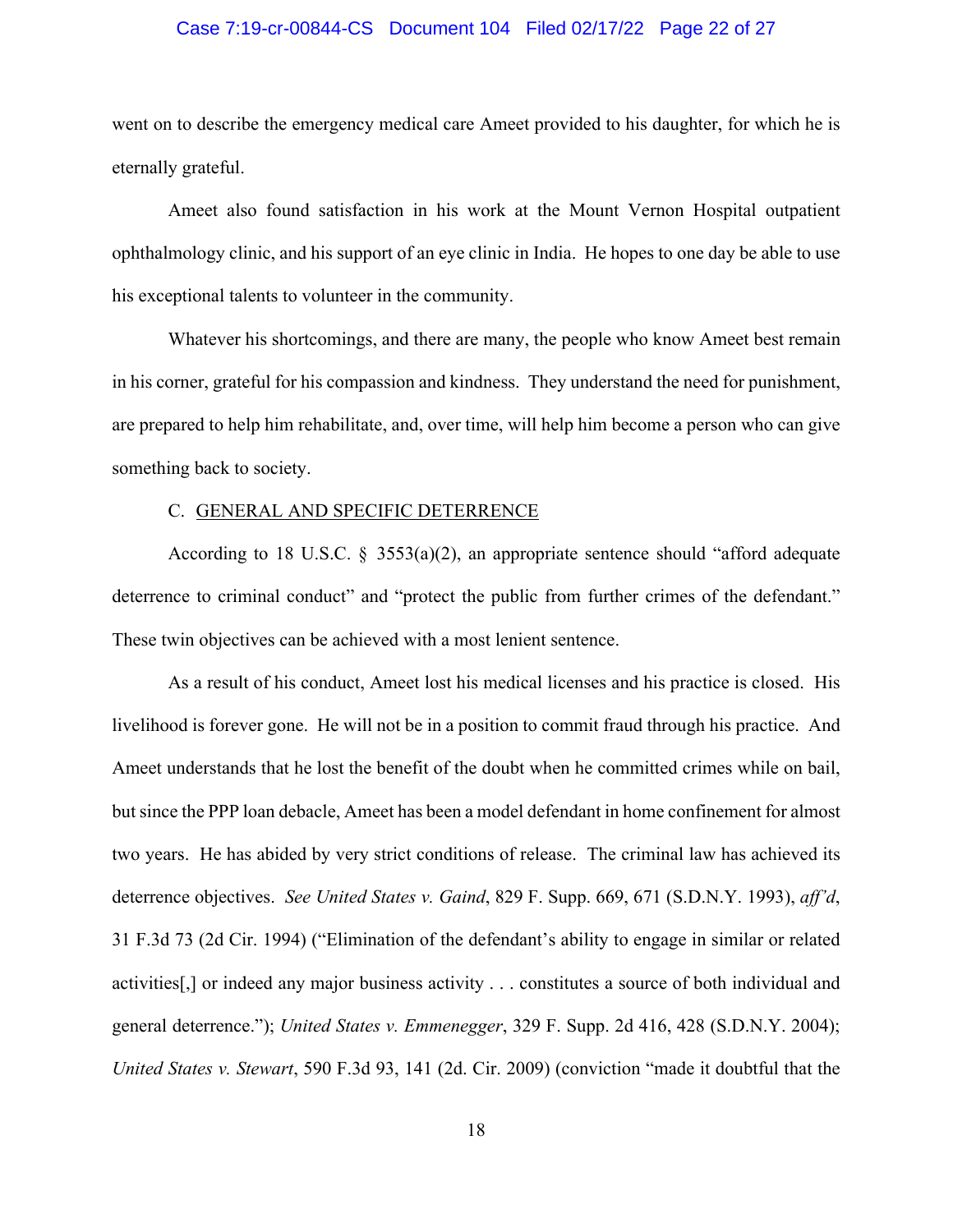went on to describe the emergency medical care Ameet provided to his daughter, for which he is eternally grateful.

Ameet also found satisfaction in his work at the Mount Vernon Hospital outpatient ophthalmology clinic, and his support of an eye clinic in India. He hopes to one day be able to use his exceptional talents to volunteer in the community.

Whatever his shortcomings, and there are many, the people who know Ameet best remain in his corner, grateful for his compassion and kindness. They understand the need for punishment, are prepared to help him rehabilitate, and, over time, will help him become a person who can give something back to society.

### C. GENERAL AND SPECIFIC DETERRENCE

According to 18 U.S.C. § 3553(a)(2), an appropriate sentence should "afford adequate deterrence to criminal conduct" and "protect the public from further crimes of the defendant." These twin objectives can be achieved with a most lenient sentence.

As a result of his conduct, Ameet lost his medical licenses and his practice is closed. His livelihood is forever gone. He will not be in a position to commit fraud through his practice. And Ameet understands that he lost the benefit of the doubt when he committed crimes while on bail, but since the PPP loan debacle, Ameet has been a model defendant in home confinement for almost two years. He has abided by very strict conditions of release. The criminal law has achieved its deterrence objectives. *See United States v. Gaind*, 829 F. Supp. 669, 671 (S.D.N.Y. 1993), *aff'd*, 31 F.3d 73 (2d Cir. 1994) ("Elimination of the defendant's ability to engage in similar or related activities[,] or indeed any major business activity . . . constitutes a source of both individual and general deterrence."); *United States v. Emmenegger*, 329 F. Supp. 2d 416, 428 (S.D.N.Y. 2004); *United States v. Stewart*, 590 F.3d 93, 141 (2d. Cir. 2009) (conviction "made it doubtful that the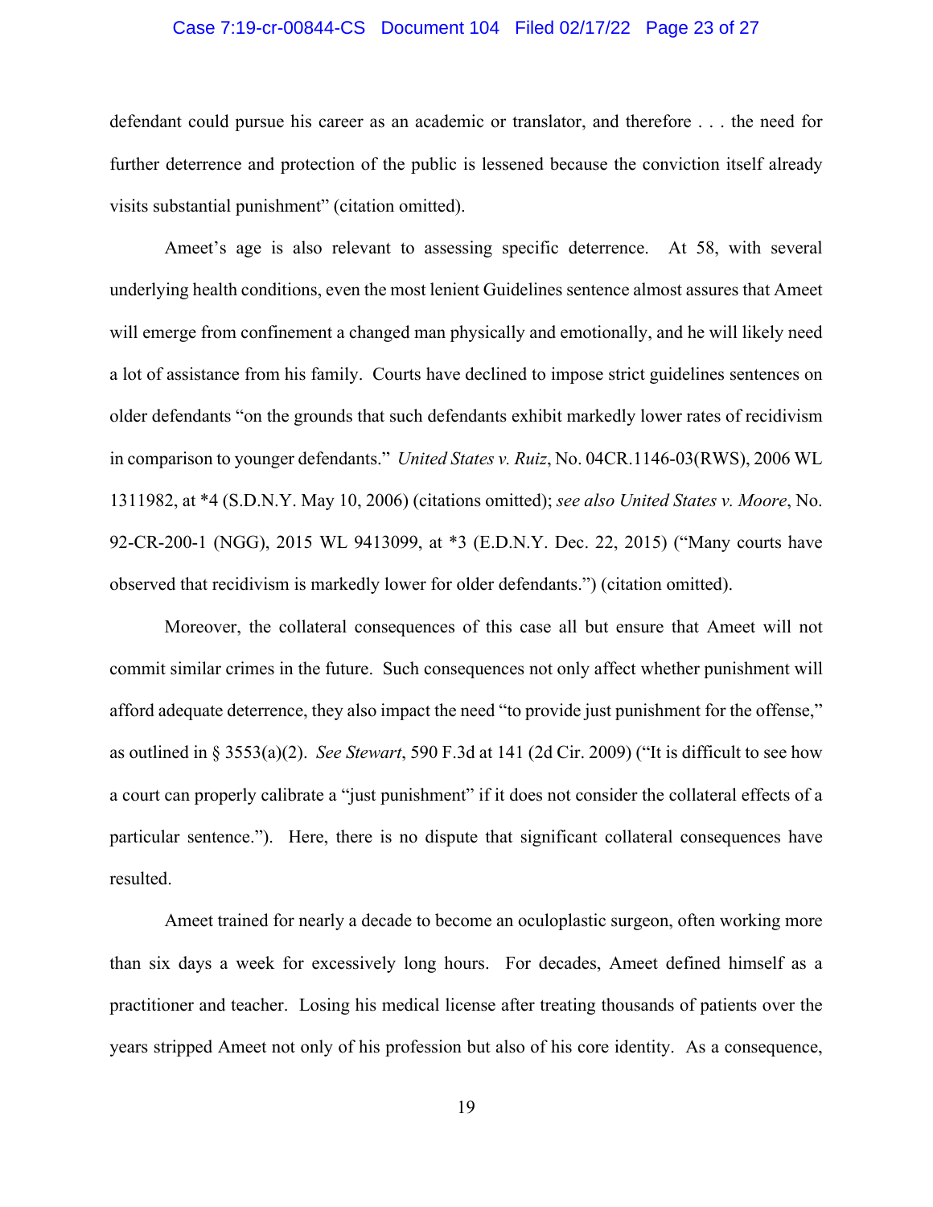defendant could pursue his career as an academic or translator, and therefore . . . the need for further deterrence and protection of the public is lessened because the conviction itself already visits substantial punishment" (citation omitted).

Ameet's age is also relevant to assessing specific deterrence. At 58, with several underlying health conditions, even the most lenient Guidelines sentence almost assures that Ameet will emerge from confinement a changed man physically and emotionally, and he will likely need a lot of assistance from his family. Courts have declined to impose strict guidelines sentences on older defendants "on the grounds that such defendants exhibit markedly lower rates of recidivism in comparison to younger defendants." *United States v. Ruiz*, No. 04CR.1146-03(RWS), 2006 WL 1311982, at *4 (S.D.N.Y. May 10, 2006) (citations omitted); *see also United States v. Moore*, No. 92-CR-200-1 (NGG), 2015 WL 9413099, at *3 (E.D.N.Y. Dec. 22, 2015) ("Many courts have observed that recidivism is markedly lower for older defendants.") (citation omitted).

Moreover, the collateral consequences of this case all but ensure that Ameet will not commit similar crimes in the future. Such consequences not only affect whether punishment will afford adequate deterrence, they also impact the need "to provide just punishment for the offense," as outlined in § 3553(a)(2). *See Stewart*, 590 F.3d at 141 (2d Cir. 2009) ("It is difficult to see how a court can properly calibrate a "just punishment" if it does not consider the collateral effects of a particular sentence."). Here, there is no dispute that significant collateral consequences have resulted.

Ameet trained for nearly a decade to become an oculoplastic surgeon, often working more than six days a week for excessively long hours. For decades, Ameet defined himself as a practitioner and teacher. Losing his medical license after treating thousands of patients over the years stripped Ameet not only of his profession but also of his core identity. As a consequence,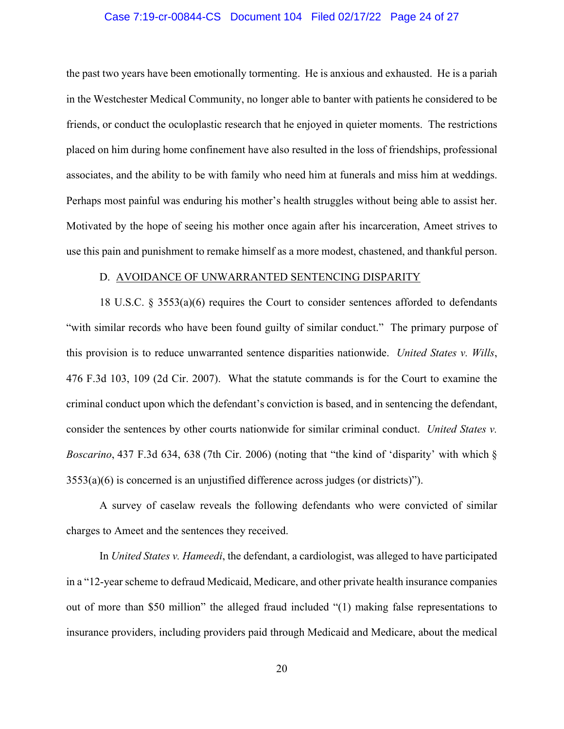the past two years have been emotionally tormenting. He is anxious and exhausted. He is a pariah in the Westchester Medical Community, no longer able to banter with patients he considered to be friends, or conduct the oculoplastic research that he enjoyed in quieter moments. The restrictions placed on him during home confinement have also resulted in the loss of friendships, professional associates, and the ability to be with family who need him at funerals and miss him at weddings. Perhaps most painful was enduring his mother's health struggles without being able to assist her. Motivated by the hope of seeing his mother once again after his incarceration, Ameet strives to use this pain and punishment to remake himself as a more modest, chastened, and thankful person.

D. <u>AVOIDANCE OF UNWARRANTED SENTENCING DISPARITY</u>

18 U.S.C. § 3553(a)(6) requires the Court to consider sentences afforded to defendants "with similar records who have been found guilty of similar conduct." The primary purpose of this provision is to reduce unwarranted sentence disparities nationwide. *United States v. Wills*, 476 F.3d 103, 109 (2d Cir. 2007). What the statute commands is for the Court to examine the criminal conduct upon which the defendant's conviction is based, and in sentencing the defendant, consider the sentences by other courts nationwide for similar criminal conduct. *United States v. Boscarino*, 437 F.3d 634, 638 (7th Cir. 2006) (noting that "the kind of 'disparity' with which § 3553(a)(6) is concerned is an unjustified difference across judges (or districts)").

A survey of caselaw reveals the following defendants who were convicted of similar charges to Ameet and the sentences they received.

In *United States v. Hameedi*, the defendant, a cardiologist, was alleged to have participated in a "12-year scheme to defraud Medicaid, Medicare, and other private health insurance companies out of more than $50 million" the alleged fraud included "(1) making false representations to insurance providers, including providers paid through Medicaid and Medicare, about the medical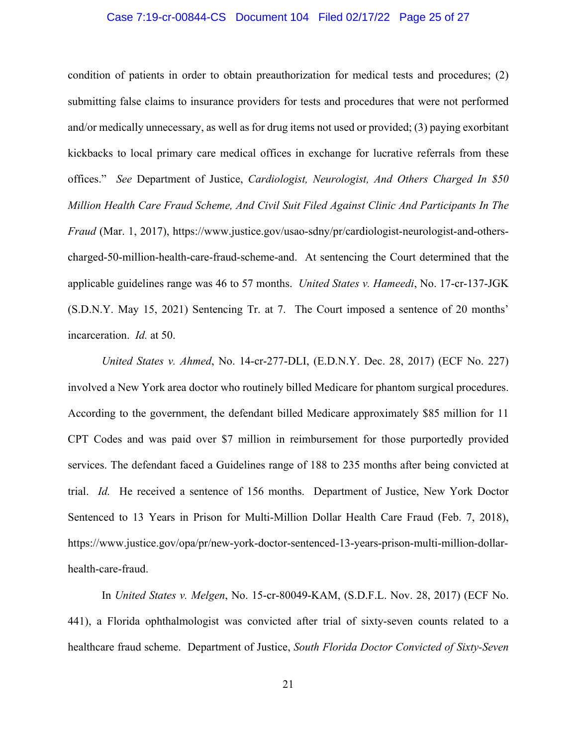condition of patients in order to obtain preauthorization for medical tests and procedures; (2) submitting false claims to insurance providers for tests and procedures that were not performed and/or medically unnecessary, as well as for drug items not used or provided; (3) paying exorbitant kickbacks to local primary care medical offices in exchange for lucrative referrals from these offices." *See* Department of Justice, *Cardiologist, Neurologist, And Others Charged In $50 Million Health Care Fraud Scheme, And Civil Suit Filed Against Clinic And Participants In The Fraud* (Mar. 1, 2017), https://www.justice.gov/usao-sdny/pr/cardiologist-neurologist-and-others-charged-50-million-health-care-fraud-scheme-and. At sentencing the Court determined that the applicable guidelines range was 46 to 57 months. *United States v. Hameedi*, No. 17-cr-137-JGK (S.D.N.Y. May 15, 2021) Sentencing Tr. at 7. The Court imposed a sentence of 20 months' incarceration. *Id.* at 50.

*United States v. Ahmed*, No. 14-cr-277-DLI, (E.D.N.Y. Dec. 28, 2017) (ECF No. 227) involved a New York area doctor who routinely billed Medicare for phantom surgical procedures. According to the government, the defendant billed Medicare approximately $85 million for 11 CPT Codes and was paid over $7 million in reimbursement for those purportedly provided services. The defendant faced a Guidelines range of 188 to 235 months after being convicted at trial. *Id.* He received a sentence of 156 months. Department of Justice, New York Doctor Sentenced to 13 Years in Prison for Multi-Million Dollar Health Care Fraud (Feb. 7, 2018), https://www.justice.gov/opa/pr/new-york-doctor-sentenced-13-years-prison-multi-million-dollar-health-care-fraud.

In *United States v. Melgen*, No. 15-cr-80049-KAM, (S.D.F.L. Nov. 28, 2017) (ECF No. 441), a Florida ophthalmologist was convicted after trial of sixty-seven counts related to a healthcare fraud scheme. Department of Justice, *South Florida Doctor Convicted of Sixty-Seven*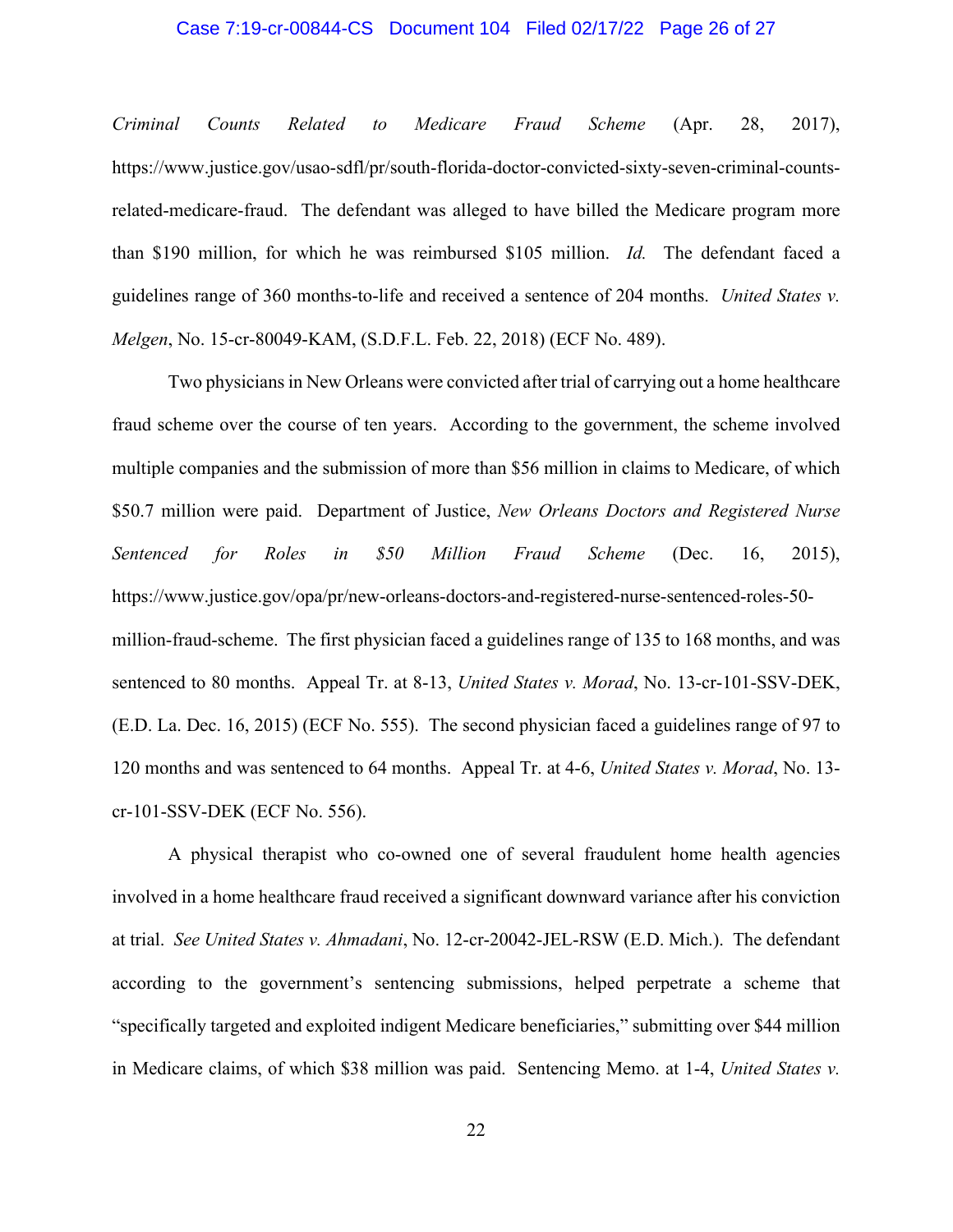*Criminal Counts Related to Medicare Fraud Scheme* (Apr. 28, 2017), https://www.justice.gov/usao-sdfl/pr/south-florida-doctor-convicted-sixty-seven-criminal-counts-related-medicare-fraud. The defendant was alleged to have billed the Medicare program more than $190 million, for which he was reimbursed $105 million. *Id.* The defendant faced a guidelines range of 360 months-to-life and received a sentence of 204 months. *United States v. Melgen*, No. 15-cr-80049-KAM, (S.D.F.L. Feb. 22, 2018) (ECF No. 489).

Two physicians in New Orleans were convicted after trial of carrying out a home healthcare fraud scheme over the course of ten years. According to the government, the scheme involved multiple companies and the submission of more than $56 million in claims to Medicare, of which $50.7 million were paid. Department of Justice, *New Orleans Doctors and Registered Nurse Sentenced for Roles in $50 Million Fraud Scheme* (Dec. 16, 2015), https://www.justice.gov/opa/pr/new-orleans-doctors-and-registered-nurse-sentenced-roles-50-million-fraud-scheme. The first physician faced a guidelines range of 135 to 168 months, and was sentenced to 80 months. Appeal Tr. at 8-13, *United States v. Morad*, No. 13-cr-101-SSV-DEK, (E.D. La. Dec. 16, 2015) (ECF No. 555). The second physician faced a guidelines range of 97 to 120 months and was sentenced to 64 months. Appeal Tr. at 4-6, *United States v. Morad*, No. 13-cr-101-SSV-DEK (ECF No. 556).

A physical therapist who co-owned one of several fraudulent home health agencies involved in a home healthcare fraud received a significant downward variance after his conviction at trial. *See United States v. Ahmadani*, No. 12-cr-20042-JEL-RSW (E.D. Mich.). The defendant according to the government's sentencing submissions, helped perpetrate a scheme that "specifically targeted and exploited indigent Medicare beneficiaries," submitting over $44 million in Medicare claims, of which $38 million was paid. Sentencing Memo. at 1-4, *United States v.*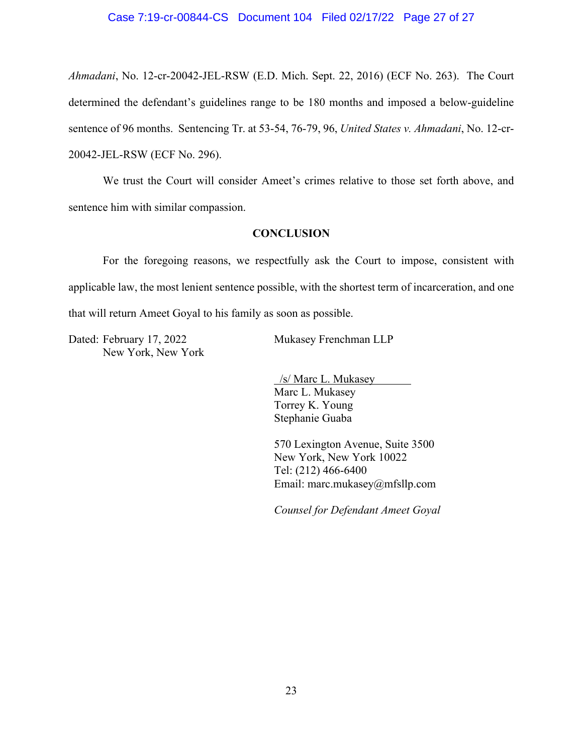*Ahmadani*, No. 12-cr-20042-JEL-RSW (E.D. Mich. Sept. 22, 2016) (ECF No. 263). The Court determined the defendant's guidelines range to be 180 months and imposed a below-guideline sentence of 96 months. Sentencing Tr. at 53-54, 76-79, 96, *United States v. Ahmadani*, No. 12-cr-20042-JEL-RSW (ECF No. 296).

We trust the Court will consider Ameet's crimes relative to those set forth above, and sentence him with similar compassion.

## CONCLUSION

For the foregoing reasons, we respectfully ask the Court to impose, consistent with applicable law, the most lenient sentence possible, with the shortest term of incarceration, and one that will return Ameet Goyal to his family as soon as possible.

Dated: February 17, 2022
New York, New York

Mukasey Frenchman LLP

/s/ Marc L. Mukasey
Marc L. Mukasey
Torrey K. Young
Stephanie Guaba

570 Lexington Avenue, Suite 3500
New York, New York 10022
Tel: (212) 466-6400
Email: marc.mukasey@mfsllp.com

*Counsel for Defendant Ameet Goyal*